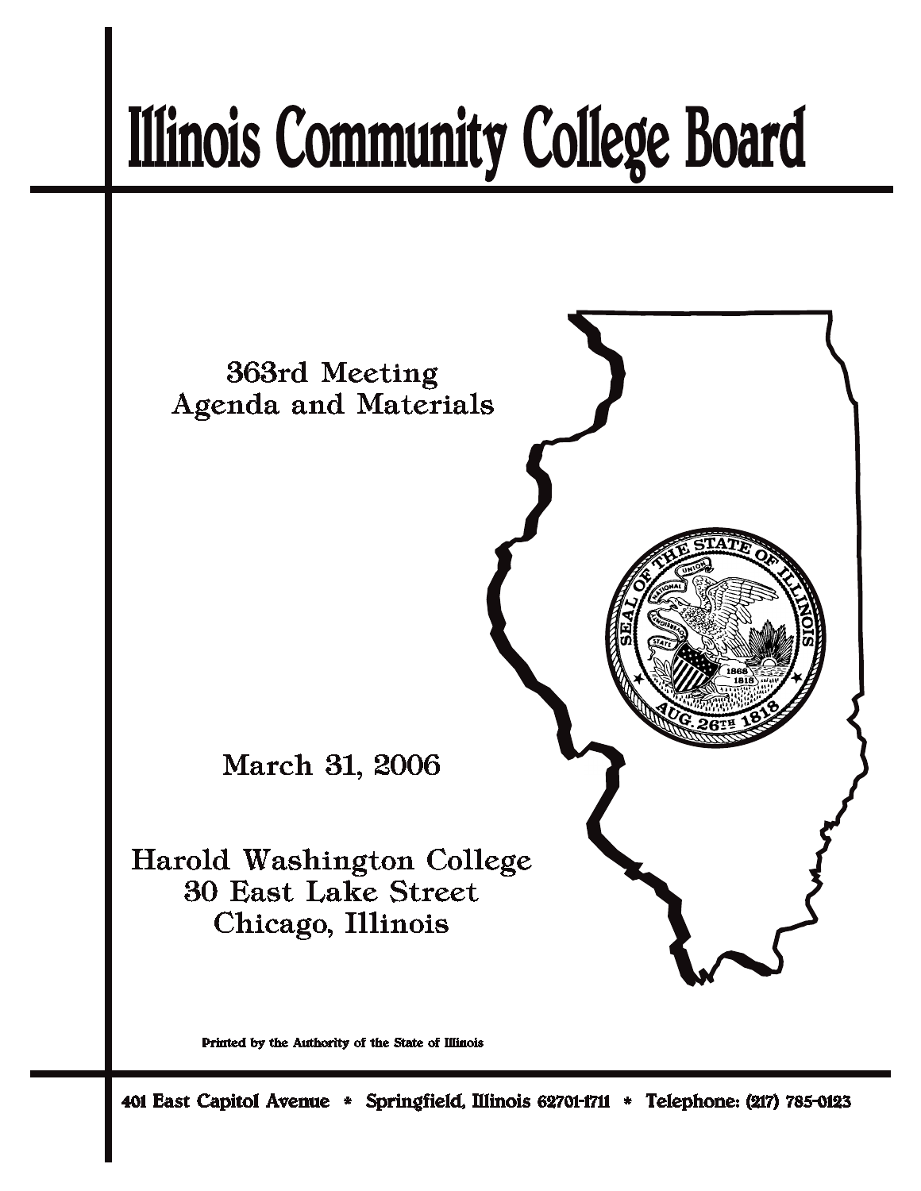# Illinois Community College Board

363rd Meeting
Agenda and Materials

March 31, 2006

Harold Washington College
30 East Lake Street
Chicago, Illinois

Printed by the Authority of the State of Illinois

401 East Capitol Avenue * Springfield, Illinois 62701-1711 * Telephone: (217) 785-0123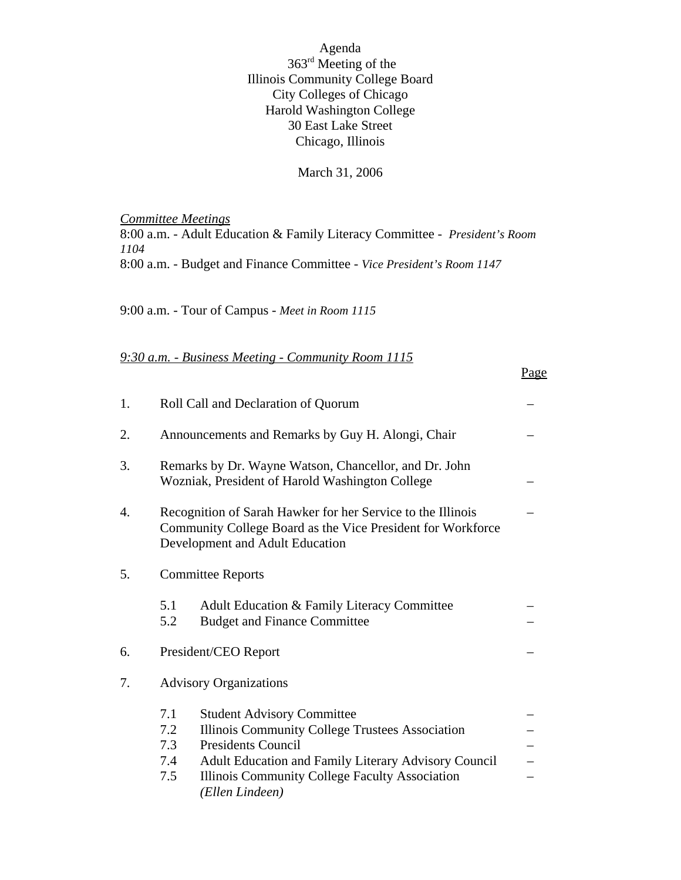Agenda
363rd Meeting of the
Illinois Community College Board
City Colleges of Chicago
Harold Washington College
30 East Lake Street
Chicago, Illinois

March 31, 2006

*Committee Meetings*
8:00 a.m. - Adult Education & Family Literacy Committee - *President's Room 1104*
8:00 a.m. - Budget and Finance Committee - *Vice President's Room 1147*

9:00 a.m. - Tour of Campus - *Meet in Room 1115*

*9:30 a.m. - Business Meeting - Community Room 1115*

| | | Page |
|---|---|---|
| 1. | Roll Call and Declaration of Quorum | – |
| 2. | Announcements and Remarks by Guy H. Alongi, Chair | – |
| 3. | Remarks by Dr. Wayne Watson, Chancellor, and Dr. John Wozniak, President of Harold Washington College | – |
| 4. | Recognition of Sarah Hawker for her Service to the Illinois Community College Board as the Vice President for Workforce Development and Adult Education | – |
| 5. | Committee Reports | |
| | 5.1 Adult Education & Family Literacy Committee | – |
| | 5.2 Budget and Finance Committee | – |
| 6. | President/CEO Report | – |
| 7. | Advisory Organizations | |
| | 7.1 Student Advisory Committee | – |
| | 7.2 Illinois Community College Trustees Association | – |
| | 7.3 Presidents Council | – |
| | 7.4 Adult Education and Family Literary Advisory Council | – |
| | 7.5 Illinois Community College Faculty Association *(Ellen Lindeen)* | – |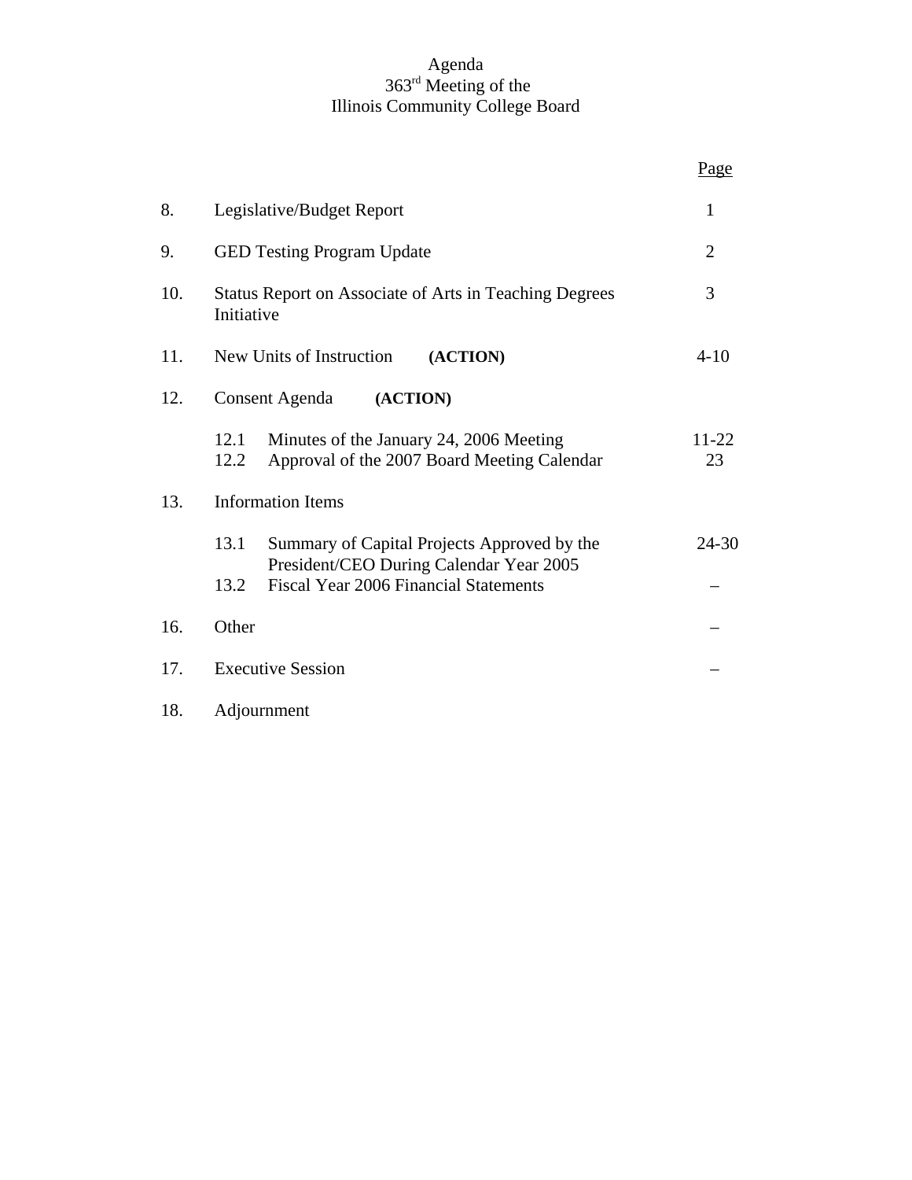# Agenda
## 363rd Meeting of the
## Illinois Community College Board

| | | Page |
|---|---|---|
| 8. | Legislative/Budget Report | 1 |
| 9. | GED Testing Program Update | 2 |
| 10. | Status Report on Associate of Arts in Teaching Degrees Initiative | 3 |
| 11. | New Units of Instruction **(ACTION)** | 4-10 |
| 12. | Consent Agenda **(ACTION)** | |
| | 12.1 Minutes of the January 24, 2006 Meeting | 11-22 |
| | 12.2 Approval of the 2007 Board Meeting Calendar | 23 |
| 13. | Information Items | |
| | 13.1 Summary of Capital Projects Approved by the President/CEO During Calendar Year 2005 | 24-30 |
| | 13.2 Fiscal Year 2006 Financial Statements | – |
| 16. | Other | – |
| 17. | Executive Session | – |
| 18. | Adjournment | |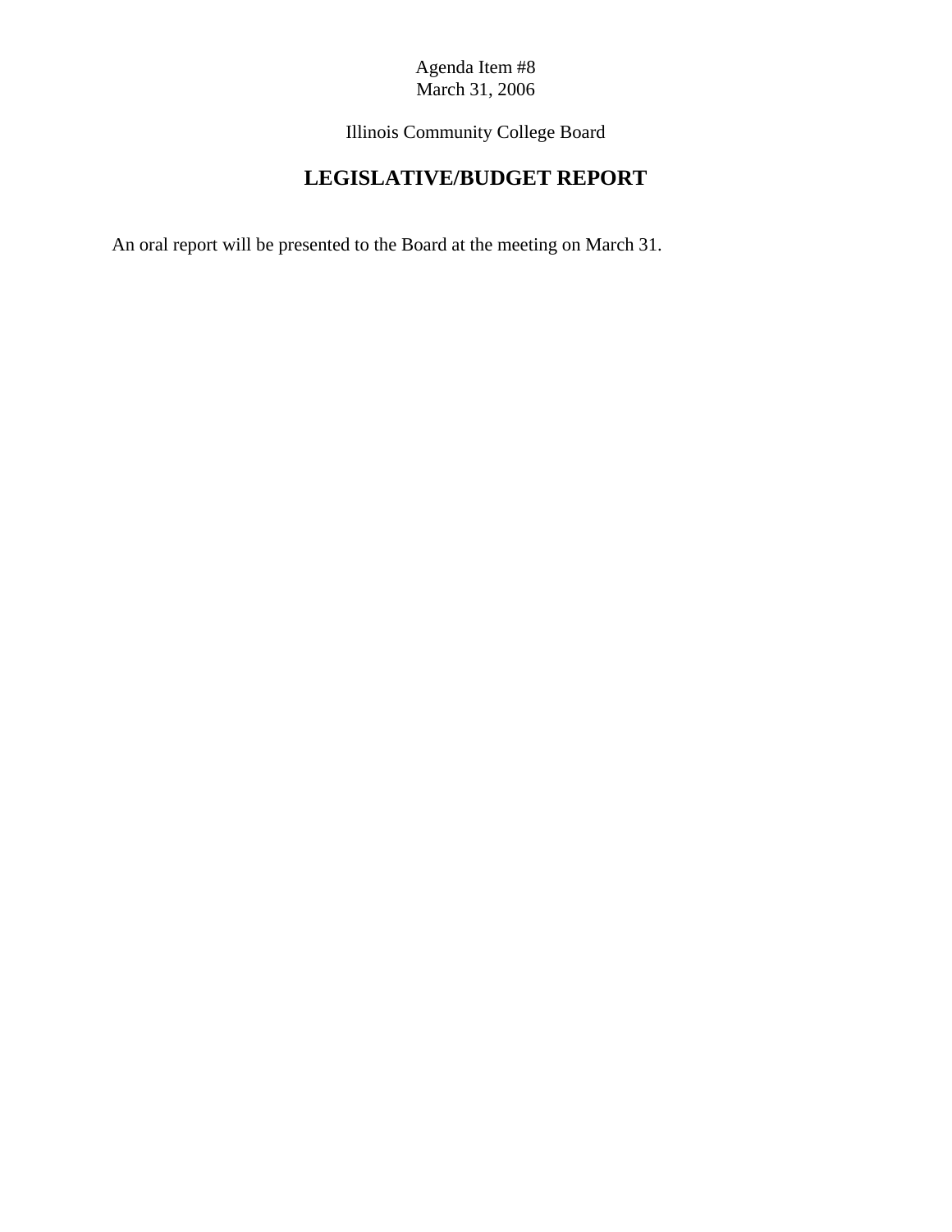Agenda Item #8
March 31, 2006

Illinois Community College Board

# LEGISLATIVE/BUDGET REPORT

An oral report will be presented to the Board at the meeting on March 31.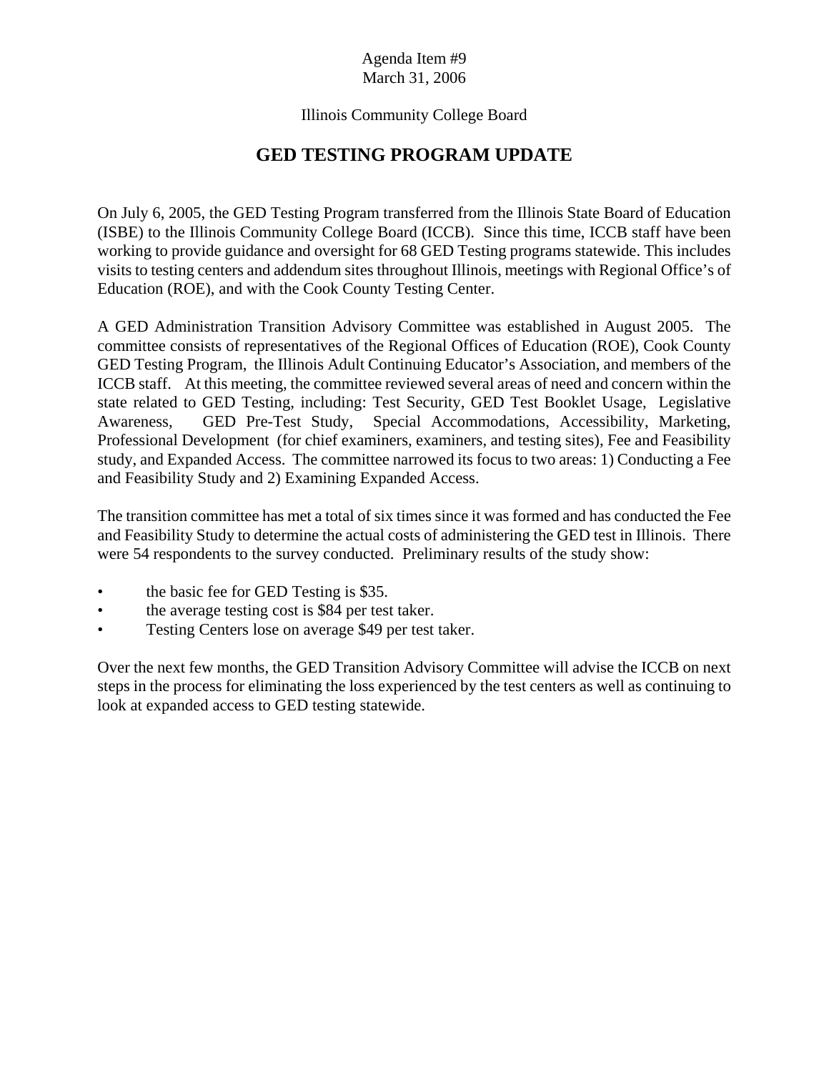Agenda Item #9
March 31, 2006

Illinois Community College Board

# GED TESTING PROGRAM UPDATE

On July 6, 2005, the GED Testing Program transferred from the Illinois State Board of Education (ISBE) to the Illinois Community College Board (ICCB). Since this time, ICCB staff have been working to provide guidance and oversight for 68 GED Testing programs statewide. This includes visits to testing centers and addendum sites throughout Illinois, meetings with Regional Office's of Education (ROE), and with the Cook County Testing Center.

A GED Administration Transition Advisory Committee was established in August 2005. The committee consists of representatives of the Regional Offices of Education (ROE), Cook County GED Testing Program, the Illinois Adult Continuing Educator's Association, and members of the ICCB staff. At this meeting, the committee reviewed several areas of need and concern within the state related to GED Testing, including: Test Security, GED Test Booklet Usage, Legislative Awareness, GED Pre-Test Study, Special Accommodations, Accessibility, Marketing, Professional Development (for chief examiners, examiners, and testing sites), Fee and Feasibility study, and Expanded Access. The committee narrowed its focus to two areas: 1) Conducting a Fee and Feasibility Study and 2) Examining Expanded Access.

The transition committee has met a total of six times since it was formed and has conducted the Fee and Feasibility Study to determine the actual costs of administering the GED test in Illinois. There were 54 respondents to the survey conducted. Preliminary results of the study show:

- the basic fee for GED Testing is $35.
- the average testing cost is $84 per test taker.
- Testing Centers lose on average $49 per test taker.

Over the next few months, the GED Transition Advisory Committee will advise the ICCB on next steps in the process for eliminating the loss experienced by the test centers as well as continuing to look at expanded access to GED testing statewide.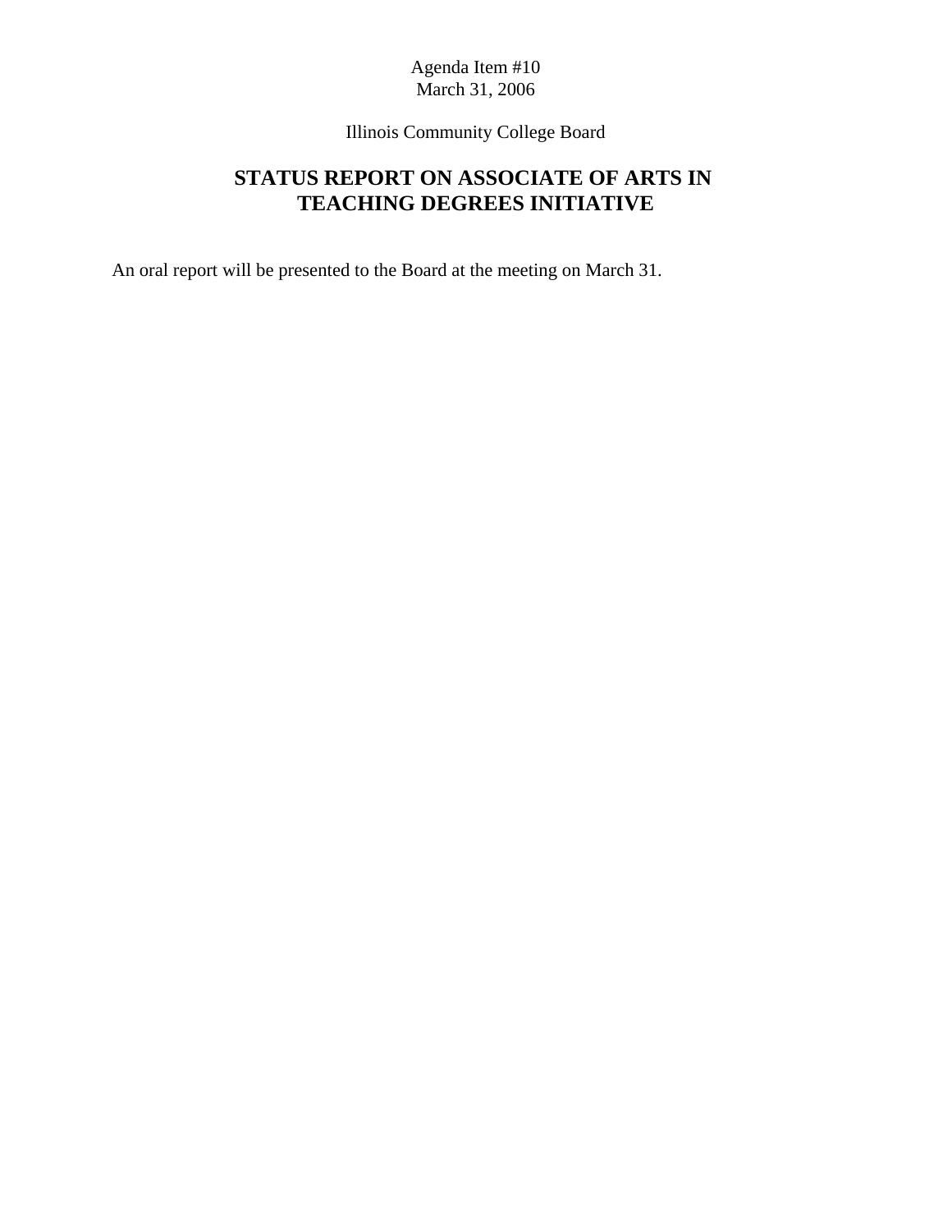Agenda Item #10
March 31, 2006

Illinois Community College Board

# STATUS REPORT ON ASSOCIATE OF ARTS IN TEACHING DEGREES INITIATIVE

An oral report will be presented to the Board at the meeting on March 31.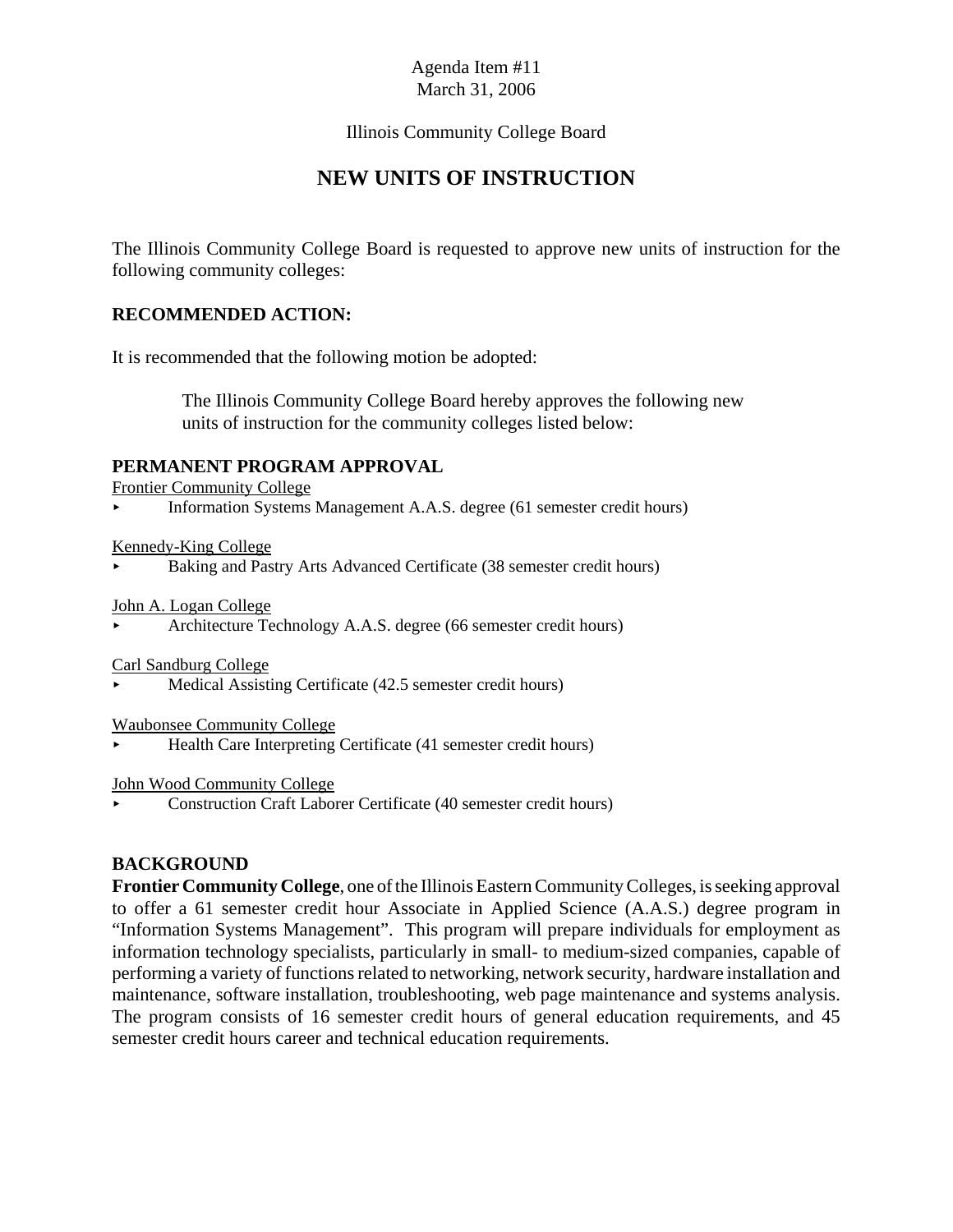Agenda Item #11
March 31, 2006

Illinois Community College Board

# NEW UNITS OF INSTRUCTION

The Illinois Community College Board is requested to approve new units of instruction for the following community colleges:

**RECOMMENDED ACTION:**

It is recommended that the following motion be adopted:

> The Illinois Community College Board hereby approves the following new units of instruction for the community colleges listed below:

**PERMANENT PROGRAM APPROVAL**

Frontier Community College
- Information Systems Management A.A.S. degree (61 semester credit hours)

Kennedy-King College
- Baking and Pastry Arts Advanced Certificate (38 semester credit hours)

John A. Logan College
- Architecture Technology A.A.S. degree (66 semester credit hours)

Carl Sandburg College
- Medical Assisting Certificate (42.5 semester credit hours)

Waubonsee Community College
- Health Care Interpreting Certificate (41 semester credit hours)

John Wood Community College
- Construction Craft Laborer Certificate (40 semester credit hours)

**BACKGROUND**

**Frontier Community College**, one of the Illinois Eastern Community Colleges, is seeking approval to offer a 61 semester credit hour Associate in Applied Science (A.A.S.) degree program in "Information Systems Management". This program will prepare individuals for employment as information technology specialists, particularly in small- to medium-sized companies, capable of performing a variety of functions related to networking, network security, hardware installation and maintenance, software installation, troubleshooting, web page maintenance and systems analysis. The program consists of 16 semester credit hours of general education requirements, and 45 semester credit hours career and technical education requirements.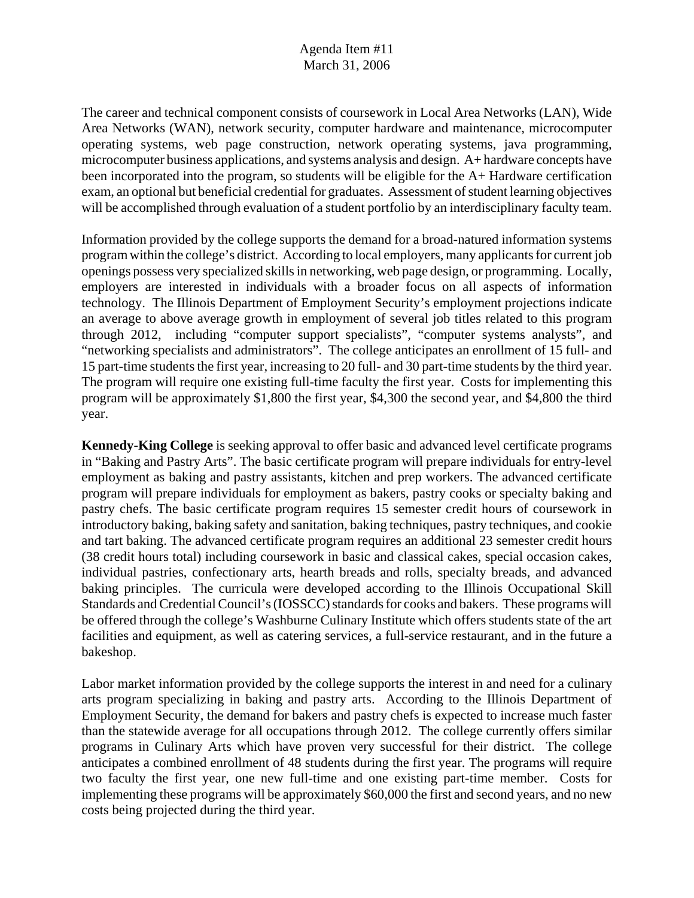The career and technical component consists of coursework in Local Area Networks (LAN), Wide Area Networks (WAN), network security, computer hardware and maintenance, microcomputer operating systems, web page construction, network operating systems, java programming, microcomputer business applications, and systems analysis and design. A+ hardware concepts have been incorporated into the program, so students will be eligible for the A+ Hardware certification exam, an optional but beneficial credential for graduates. Assessment of student learning objectives will be accomplished through evaluation of a student portfolio by an interdisciplinary faculty team.

Information provided by the college supports the demand for a broad-natured information systems program within the college's district. According to local employers, many applicants for current job openings possess very specialized skills in networking, web page design, or programming. Locally, employers are interested in individuals with a broader focus on all aspects of information technology. The Illinois Department of Employment Security's employment projections indicate an average to above average growth in employment of several job titles related to this program through 2012, including "computer support specialists", "computer systems analysts", and "networking specialists and administrators". The college anticipates an enrollment of 15 full- and 15 part-time students the first year, increasing to 20 full- and 30 part-time students by the third year. The program will require one existing full-time faculty the first year. Costs for implementing this program will be approximately $1,800 the first year, $4,300 the second year, and $4,800 the third year.

**Kennedy-King College** is seeking approval to offer basic and advanced level certificate programs in "Baking and Pastry Arts". The basic certificate program will prepare individuals for entry-level employment as baking and pastry assistants, kitchen and prep workers. The advanced certificate program will prepare individuals for employment as bakers, pastry cooks or specialty baking and pastry chefs. The basic certificate program requires 15 semester credit hours of coursework in introductory baking, baking safety and sanitation, baking techniques, pastry techniques, and cookie and tart baking. The advanced certificate program requires an additional 23 semester credit hours (38 credit hours total) including coursework in basic and classical cakes, special occasion cakes, individual pastries, confectionary arts, hearth breads and rolls, specialty breads, and advanced baking principles. The curricula were developed according to the Illinois Occupational Skill Standards and Credential Council's (IOSSCC) standards for cooks and bakers. These programs will be offered through the college's Washburne Culinary Institute which offers students state of the art facilities and equipment, as well as catering services, a full-service restaurant, and in the future a bakeshop.

Labor market information provided by the college supports the interest in and need for a culinary arts program specializing in baking and pastry arts. According to the Illinois Department of Employment Security, the demand for bakers and pastry chefs is expected to increase much faster than the statewide average for all occupations through 2012. The college currently offers similar programs in Culinary Arts which have proven very successful for their district. The college anticipates a combined enrollment of 48 students during the first year. The programs will require two faculty the first year, one new full-time and one existing part-time member. Costs for implementing these programs will be approximately $60,000 the first and second years, and no new costs being projected during the third year.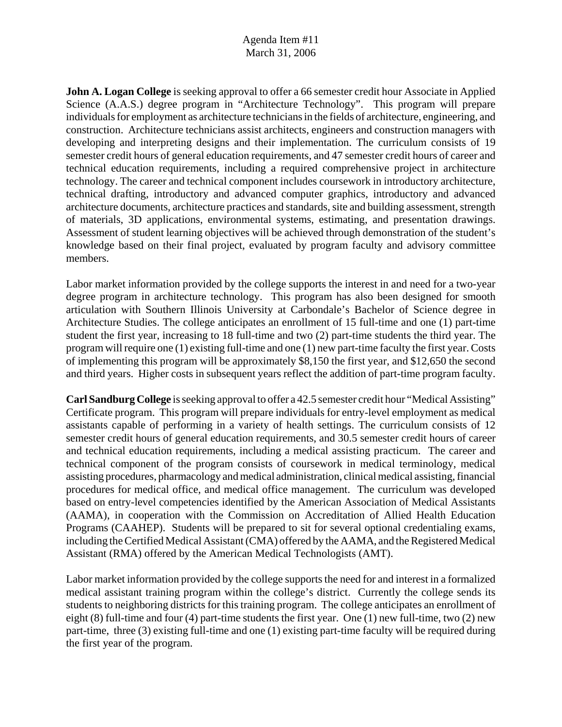Agenda Item #11
March 31, 2006

**John A. Logan College** is seeking approval to offer a 66 semester credit hour Associate in Applied Science (A.A.S.) degree program in "Architecture Technology". This program will prepare individuals for employment as architecture technicians in the fields of architecture, engineering, and construction. Architecture technicians assist architects, engineers and construction managers with developing and interpreting designs and their implementation. The curriculum consists of 19 semester credit hours of general education requirements, and 47 semester credit hours of career and technical education requirements, including a required comprehensive project in architecture technology. The career and technical component includes coursework in introductory architecture, technical drafting, introductory and advanced computer graphics, introductory and advanced architecture documents, architecture practices and standards, site and building assessment, strength of materials, 3D applications, environmental systems, estimating, and presentation drawings. Assessment of student learning objectives will be achieved through demonstration of the student's knowledge based on their final project, evaluated by program faculty and advisory committee members.

Labor market information provided by the college supports the interest in and need for a two-year degree program in architecture technology. This program has also been designed for smooth articulation with Southern Illinois University at Carbondale's Bachelor of Science degree in Architecture Studies. The college anticipates an enrollment of 15 full-time and one (1) part-time student the first year, increasing to 18 full-time and two (2) part-time students the third year. The program will require one (1) existing full-time and one (1) new part-time faculty the first year. Costs of implementing this program will be approximately $8,150 the first year, and $12,650 the second and third years. Higher costs in subsequent years reflect the addition of part-time program faculty.

**Carl Sandburg College** is seeking approval to offer a 42.5 semester credit hour "Medical Assisting" Certificate program. This program will prepare individuals for entry-level employment as medical assistants capable of performing in a variety of health settings. The curriculum consists of 12 semester credit hours of general education requirements, and 30.5 semester credit hours of career and technical education requirements, including a medical assisting practicum. The career and technical component of the program consists of coursework in medical terminology, medical assisting procedures, pharmacology and medical administration, clinical medical assisting, financial procedures for medical office, and medical office management. The curriculum was developed based on entry-level competencies identified by the American Association of Medical Assistants (AAMA), in cooperation with the Commission on Accreditation of Allied Health Education Programs (CAAHEP). Students will be prepared to sit for several optional credentialing exams, including the Certified Medical Assistant (CMA) offered by the AAMA, and the Registered Medical Assistant (RMA) offered by the American Medical Technologists (AMT).

Labor market information provided by the college supports the need for and interest in a formalized medical assistant training program within the college's district. Currently the college sends its students to neighboring districts for this training program. The college anticipates an enrollment of eight (8) full-time and four (4) part-time students the first year. One (1) new full-time, two (2) new part-time, three (3) existing full-time and one (1) existing part-time faculty will be required during the first year of the program.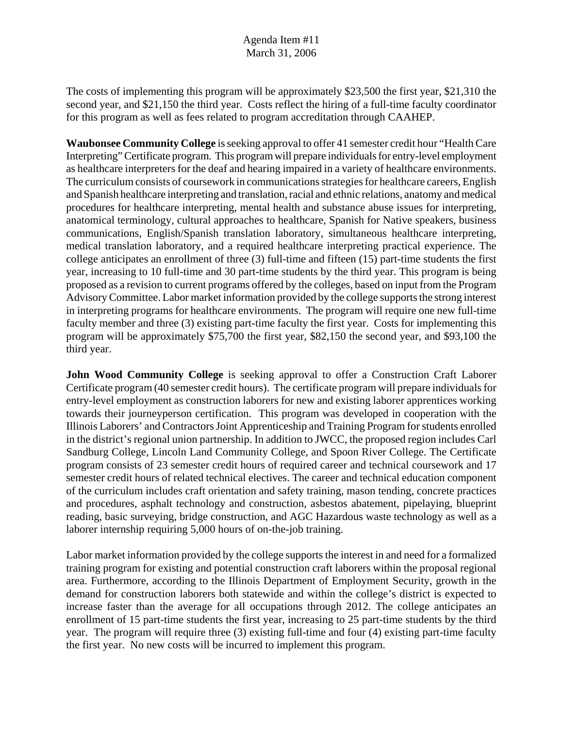The costs of implementing this program will be approximately $23,500 the first year, $21,310 the second year, and $21,150 the third year. Costs reflect the hiring of a full-time faculty coordinator for this program as well as fees related to program accreditation through CAAHEP.

**Waubonsee Community College** is seeking approval to offer 41 semester credit hour "Health Care Interpreting" Certificate program. This program will prepare individuals for entry-level employment as healthcare interpreters for the deaf and hearing impaired in a variety of healthcare environments. The curriculum consists of coursework in communications strategies for healthcare careers, English and Spanish healthcare interpreting and translation, racial and ethnic relations, anatomy and medical procedures for healthcare interpreting, mental health and substance abuse issues for interpreting, anatomical terminology, cultural approaches to healthcare, Spanish for Native speakers, business communications, English/Spanish translation laboratory, simultaneous healthcare interpreting, medical translation laboratory, and a required healthcare interpreting practical experience. The college anticipates an enrollment of three (3) full-time and fifteen (15) part-time students the first year, increasing to 10 full-time and 30 part-time students by the third year. This program is being proposed as a revision to current programs offered by the colleges, based on input from the Program Advisory Committee. Labor market information provided by the college supports the strong interest in interpreting programs for healthcare environments. The program will require one new full-time faculty member and three (3) existing part-time faculty the first year. Costs for implementing this program will be approximately $75,700 the first year, $82,150 the second year, and $93,100 the third year.

**John Wood Community College** is seeking approval to offer a Construction Craft Laborer Certificate program (40 semester credit hours). The certificate program will prepare individuals for entry-level employment as construction laborers for new and existing laborer apprentices working towards their journeyperson certification. This program was developed in cooperation with the Illinois Laborers' and Contractors Joint Apprenticeship and Training Program for students enrolled in the district's regional union partnership. In addition to JWCC, the proposed region includes Carl Sandburg College, Lincoln Land Community College, and Spoon River College. The Certificate program consists of 23 semester credit hours of required career and technical coursework and 17 semester credit hours of related technical electives. The career and technical education component of the curriculum includes craft orientation and safety training, mason tending, concrete practices and procedures, asphalt technology and construction, asbestos abatement, pipelaying, blueprint reading, basic surveying, bridge construction, and AGC Hazardous waste technology as well as a laborer internship requiring 5,000 hours of on-the-job training.

Labor market information provided by the college supports the interest in and need for a formalized training program for existing and potential construction craft laborers within the proposal regional area. Furthermore, according to the Illinois Department of Employment Security, growth in the demand for construction laborers both statewide and within the college's district is expected to increase faster than the average for all occupations through 2012. The college anticipates an enrollment of 15 part-time students the first year, increasing to 25 part-time students by the third year. The program will require three (3) existing full-time and four (4) existing part-time faculty the first year. No new costs will be incurred to implement this program.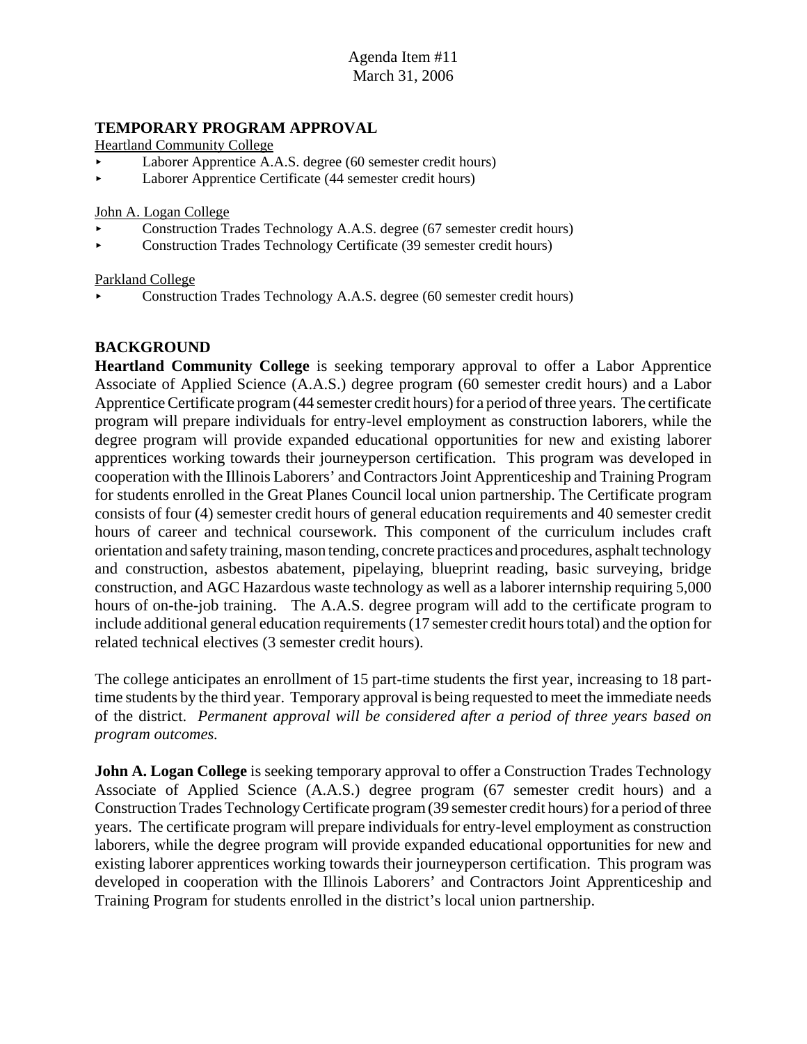Agenda Item #11
March 31, 2006

## TEMPORARY PROGRAM APPROVAL

Heartland Community College

- Laborer Apprentice A.A.S. degree (60 semester credit hours)
- Laborer Apprentice Certificate (44 semester credit hours)

John A. Logan College

- Construction Trades Technology A.A.S. degree (67 semester credit hours)
- Construction Trades Technology Certificate (39 semester credit hours)

Parkland College

- Construction Trades Technology A.A.S. degree (60 semester credit hours)

## BACKGROUND

**Heartland Community College** is seeking temporary approval to offer a Labor Apprentice Associate of Applied Science (A.A.S.) degree program (60 semester credit hours) and a Labor Apprentice Certificate program (44 semester credit hours) for a period of three years. The certificate program will prepare individuals for entry-level employment as construction laborers, while the degree program will provide expanded educational opportunities for new and existing laborer apprentices working towards their journeyperson certification. This program was developed in cooperation with the Illinois Laborers' and Contractors Joint Apprenticeship and Training Program for students enrolled in the Great Planes Council local union partnership. The Certificate program consists of four (4) semester credit hours of general education requirements and 40 semester credit hours of career and technical coursework. This component of the curriculum includes craft orientation and safety training, mason tending, concrete practices and procedures, asphalt technology and construction, asbestos abatement, pipelaying, blueprint reading, basic surveying, bridge construction, and AGC Hazardous waste technology as well as a laborer internship requiring 5,000 hours of on-the-job training. The A.A.S. degree program will add to the certificate program to include additional general education requirements (17 semester credit hours total) and the option for related technical electives (3 semester credit hours).

The college anticipates an enrollment of 15 part-time students the first year, increasing to 18 part-time students by the third year. Temporary approval is being requested to meet the immediate needs of the district. *Permanent approval will be considered after a period of three years based on program outcomes.*

**John A. Logan College** is seeking temporary approval to offer a Construction Trades Technology Associate of Applied Science (A.A.S.) degree program (67 semester credit hours) and a Construction Trades Technology Certificate program (39 semester credit hours) for a period of three years. The certificate program will prepare individuals for entry-level employment as construction laborers, while the degree program will provide expanded educational opportunities for new and existing laborer apprentices working towards their journeyperson certification. This program was developed in cooperation with the Illinois Laborers' and Contractors Joint Apprenticeship and Training Program for students enrolled in the district's local union partnership.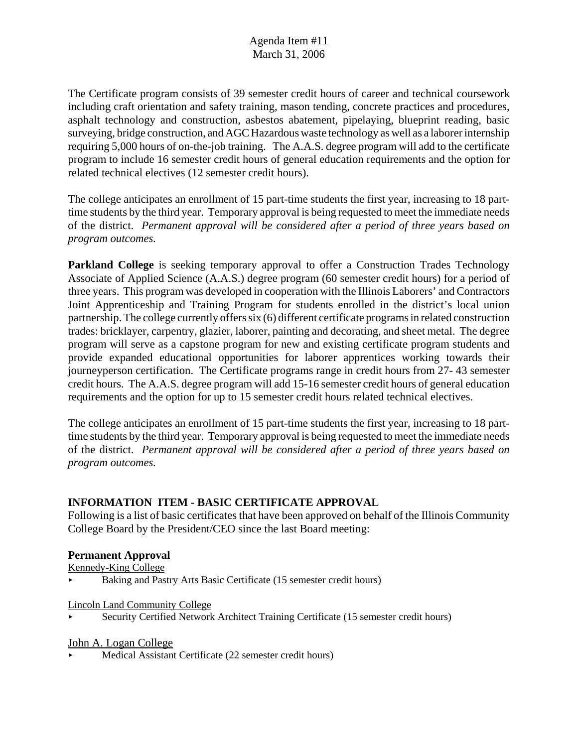The Certificate program consists of 39 semester credit hours of career and technical coursework including craft orientation and safety training, mason tending, concrete practices and procedures, asphalt technology and construction, asbestos abatement, pipelaying, blueprint reading, basic surveying, bridge construction, and AGC Hazardous waste technology as well as a laborer internship requiring 5,000 hours of on-the-job training. The A.A.S. degree program will add to the certificate program to include 16 semester credit hours of general education requirements and the option for related technical electives (12 semester credit hours).

The college anticipates an enrollment of 15 part-time students the first year, increasing to 18 part-time students by the third year. Temporary approval is being requested to meet the immediate needs of the district. *Permanent approval will be considered after a period of three years based on program outcomes.*

**Parkland College** is seeking temporary approval to offer a Construction Trades Technology Associate of Applied Science (A.A.S.) degree program (60 semester credit hours) for a period of three years. This program was developed in cooperation with the Illinois Laborers' and Contractors Joint Apprenticeship and Training Program for students enrolled in the district's local union partnership. The college currently offers six (6) different certificate programs in related construction trades: bricklayer, carpentry, glazier, laborer, painting and decorating, and sheet metal. The degree program will serve as a capstone program for new and existing certificate program students and provide expanded educational opportunities for laborer apprentices working towards their journeyperson certification. The Certificate programs range in credit hours from 27- 43 semester credit hours. The A.A.S. degree program will add 15-16 semester credit hours of general education requirements and the option for up to 15 semester credit hours related technical electives.

The college anticipates an enrollment of 15 part-time students the first year, increasing to 18 part-time students by the third year. Temporary approval is being requested to meet the immediate needs of the district. *Permanent approval will be considered after a period of three years based on program outcomes.*

## INFORMATION ITEM - BASIC CERTIFICATE APPROVAL

Following is a list of basic certificates that have been approved on behalf of the Illinois Community College Board by the President/CEO since the last Board meeting:

### Permanent Approval

Kennedy-King College

- Baking and Pastry Arts Basic Certificate (15 semester credit hours)

Lincoln Land Community College

- Security Certified Network Architect Training Certificate (15 semester credit hours)

John A. Logan College

- Medical Assistant Certificate (22 semester credit hours)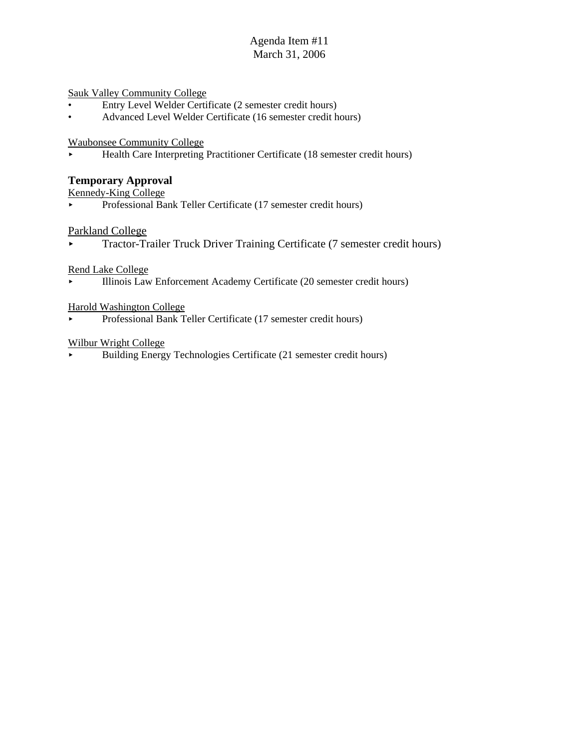Agenda Item #11
March 31, 2006

Sauk Valley Community College

- Entry Level Welder Certificate (2 semester credit hours)
- Advanced Level Welder Certificate (16 semester credit hours)

Waubonsee Community College

- Health Care Interpreting Practitioner Certificate (18 semester credit hours)

**Temporary Approval**

Kennedy-King College

- Professional Bank Teller Certificate (17 semester credit hours)

Parkland College

- Tractor-Trailer Truck Driver Training Certificate (7 semester credit hours)

Rend Lake College

- Illinois Law Enforcement Academy Certificate (20 semester credit hours)

Harold Washington College

- Professional Bank Teller Certificate (17 semester credit hours)

Wilbur Wright College

- Building Energy Technologies Certificate (21 semester credit hours)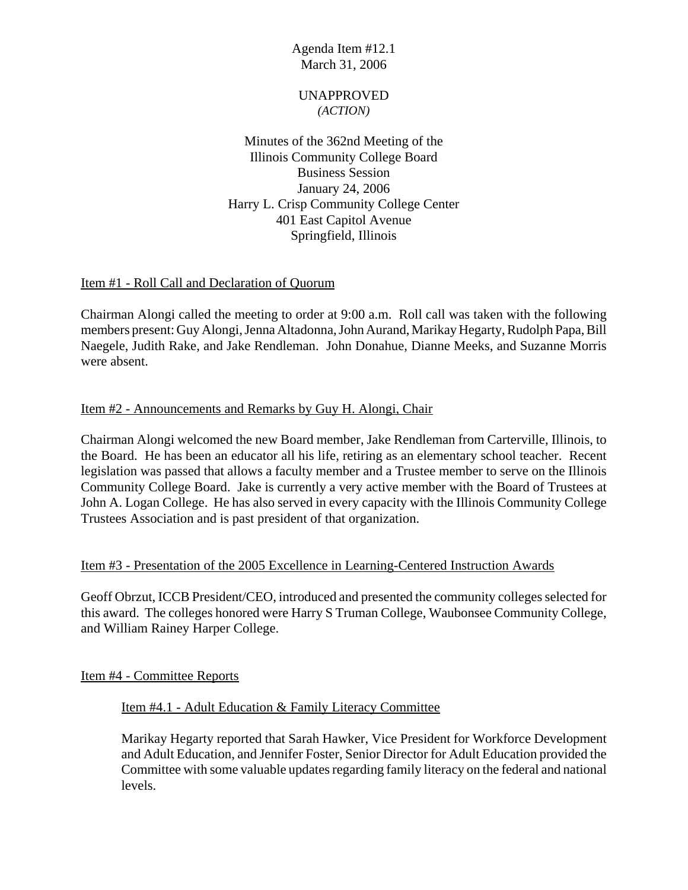Agenda Item #12.1
March 31, 2006

UNAPPROVED
*(ACTION)*

Minutes of the 362nd Meeting of the
Illinois Community College Board
Business Session
January 24, 2006
Harry L. Crisp Community College Center
401 East Capitol Avenue
Springfield, Illinois

Item #1 - Roll Call and Declaration of Quorum

Chairman Alongi called the meeting to order at 9:00 a.m. Roll call was taken with the following members present: Guy Alongi, Jenna Altadonna, John Aurand, Marikay Hegarty, Rudolph Papa, Bill Naegele, Judith Rake, and Jake Rendleman. John Donahue, Dianne Meeks, and Suzanne Morris were absent.

Item #2 - Announcements and Remarks by Guy H. Alongi, Chair

Chairman Alongi welcomed the new Board member, Jake Rendleman from Carterville, Illinois, to the Board. He has been an educator all his life, retiring as an elementary school teacher. Recent legislation was passed that allows a faculty member and a Trustee member to serve on the Illinois Community College Board. Jake is currently a very active member with the Board of Trustees at John A. Logan College. He has also served in every capacity with the Illinois Community College Trustees Association and is past president of that organization.

Item #3 - Presentation of the 2005 Excellence in Learning-Centered Instruction Awards

Geoff Obrzut, ICCB President/CEO, introduced and presented the community colleges selected for this award. The colleges honored were Harry S Truman College, Waubonsee Community College, and William Rainey Harper College.

Item #4 - Committee Reports

Item #4.1 - Adult Education & Family Literacy Committee

Marikay Hegarty reported that Sarah Hawker, Vice President for Workforce Development and Adult Education, and Jennifer Foster, Senior Director for Adult Education provided the Committee with some valuable updates regarding family literacy on the federal and national levels.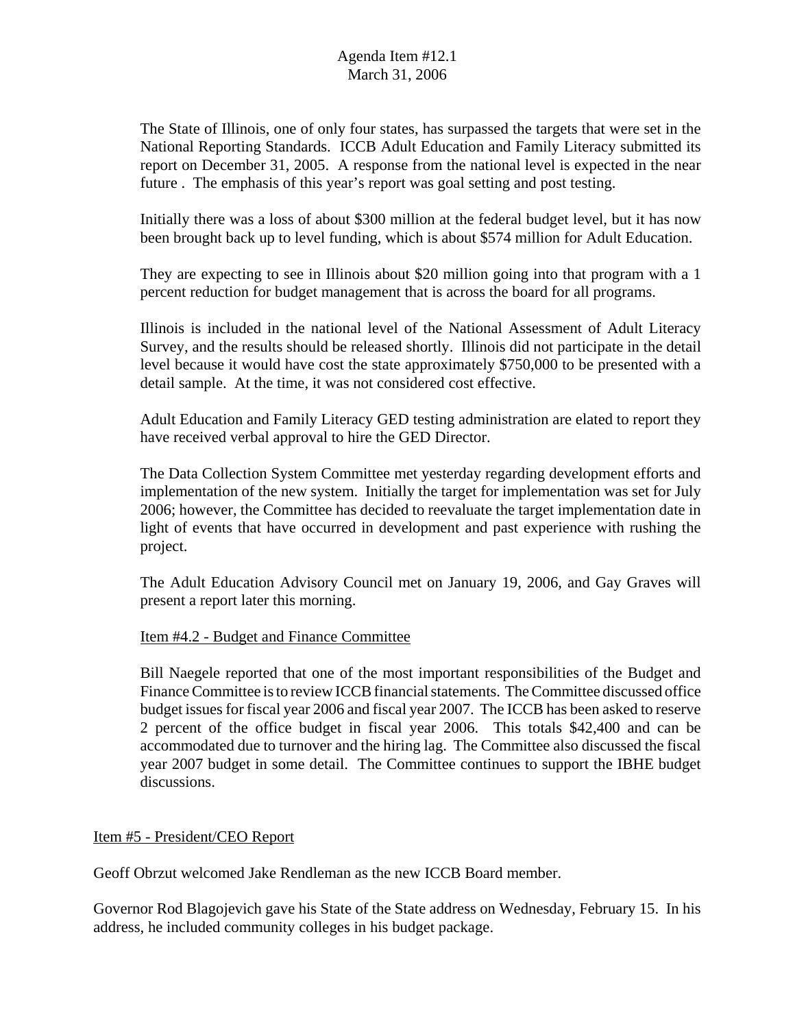The State of Illinois, one of only four states, has surpassed the targets that were set in the National Reporting Standards. ICCB Adult Education and Family Literacy submitted its report on December 31, 2005. A response from the national level is expected in the near future . The emphasis of this year's report was goal setting and post testing.

Initially there was a loss of about $300 million at the federal budget level, but it has now been brought back up to level funding, which is about $574 million for Adult Education.

They are expecting to see in Illinois about $20 million going into that program with a 1 percent reduction for budget management that is across the board for all programs.

Illinois is included in the national level of the National Assessment of Adult Literacy Survey, and the results should be released shortly. Illinois did not participate in the detail level because it would have cost the state approximately $750,000 to be presented with a detail sample. At the time, it was not considered cost effective.

Adult Education and Family Literacy GED testing administration are elated to report they have received verbal approval to hire the GED Director.

The Data Collection System Committee met yesterday regarding development efforts and implementation of the new system. Initially the target for implementation was set for July 2006; however, the Committee has decided to reevaluate the target implementation date in light of events that have occurred in development and past experience with rushing the project.

The Adult Education Advisory Council met on January 19, 2006, and Gay Graves will present a report later this morning.

Item #4.2 - Budget and Finance Committee

Bill Naegele reported that one of the most important responsibilities of the Budget and Finance Committee is to review ICCB financial statements. The Committee discussed office budget issues for fiscal year 2006 and fiscal year 2007. The ICCB has been asked to reserve 2 percent of the office budget in fiscal year 2006. This totals $42,400 and can be accommodated due to turnover and the hiring lag. The Committee also discussed the fiscal year 2007 budget in some detail. The Committee continues to support the IBHE budget discussions.

Item #5 - President/CEO Report

Geoff Obrzut welcomed Jake Rendleman as the new ICCB Board member.

Governor Rod Blagojevich gave his State of the State address on Wednesday, February 15. In his address, he included community colleges in his budget package.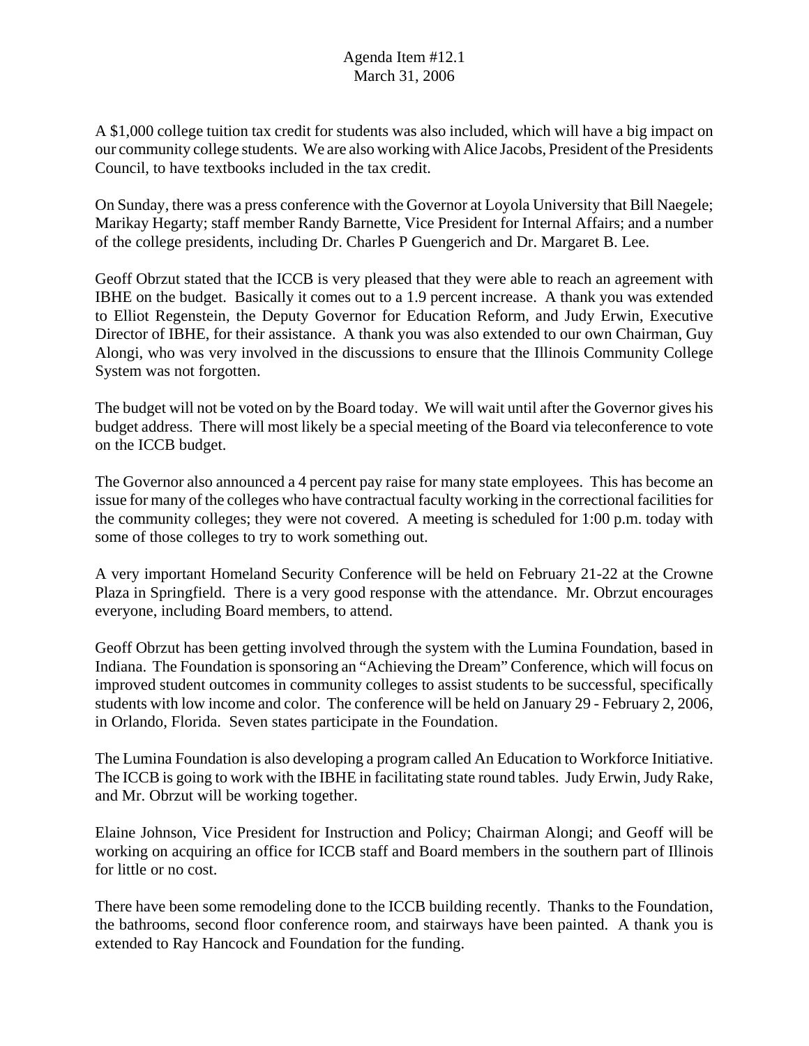A $1,000 college tuition tax credit for students was also included, which will have a big impact on our community college students. We are also working with Alice Jacobs, President of the Presidents Council, to have textbooks included in the tax credit.

On Sunday, there was a press conference with the Governor at Loyola University that Bill Naegele; Marikay Hegarty; staff member Randy Barnette, Vice President for Internal Affairs; and a number of the college presidents, including Dr. Charles P Guengerich and Dr. Margaret B. Lee.

Geoff Obrzut stated that the ICCB is very pleased that they were able to reach an agreement with IBHE on the budget. Basically it comes out to a 1.9 percent increase. A thank you was extended to Elliot Regenstein, the Deputy Governor for Education Reform, and Judy Erwin, Executive Director of IBHE, for their assistance. A thank you was also extended to our own Chairman, Guy Alongi, who was very involved in the discussions to ensure that the Illinois Community College System was not forgotten.

The budget will not be voted on by the Board today. We will wait until after the Governor gives his budget address. There will most likely be a special meeting of the Board via teleconference to vote on the ICCB budget.

The Governor also announced a 4 percent pay raise for many state employees. This has become an issue for many of the colleges who have contractual faculty working in the correctional facilities for the community colleges; they were not covered. A meeting is scheduled for 1:00 p.m. today with some of those colleges to try to work something out.

A very important Homeland Security Conference will be held on February 21-22 at the Crowne Plaza in Springfield. There is a very good response with the attendance. Mr. Obrzut encourages everyone, including Board members, to attend.

Geoff Obrzut has been getting involved through the system with the Lumina Foundation, based in Indiana. The Foundation is sponsoring an "Achieving the Dream" Conference, which will focus on improved student outcomes in community colleges to assist students to be successful, specifically students with low income and color. The conference will be held on January 29 - February 2, 2006, in Orlando, Florida. Seven states participate in the Foundation.

The Lumina Foundation is also developing a program called An Education to Workforce Initiative. The ICCB is going to work with the IBHE in facilitating state round tables. Judy Erwin, Judy Rake, and Mr. Obrzut will be working together.

Elaine Johnson, Vice President for Instruction and Policy; Chairman Alongi; and Geoff will be working on acquiring an office for ICCB staff and Board members in the southern part of Illinois for little or no cost.

There have been some remodeling done to the ICCB building recently. Thanks to the Foundation, the bathrooms, second floor conference room, and stairways have been painted. A thank you is extended to Ray Hancock and Foundation for the funding.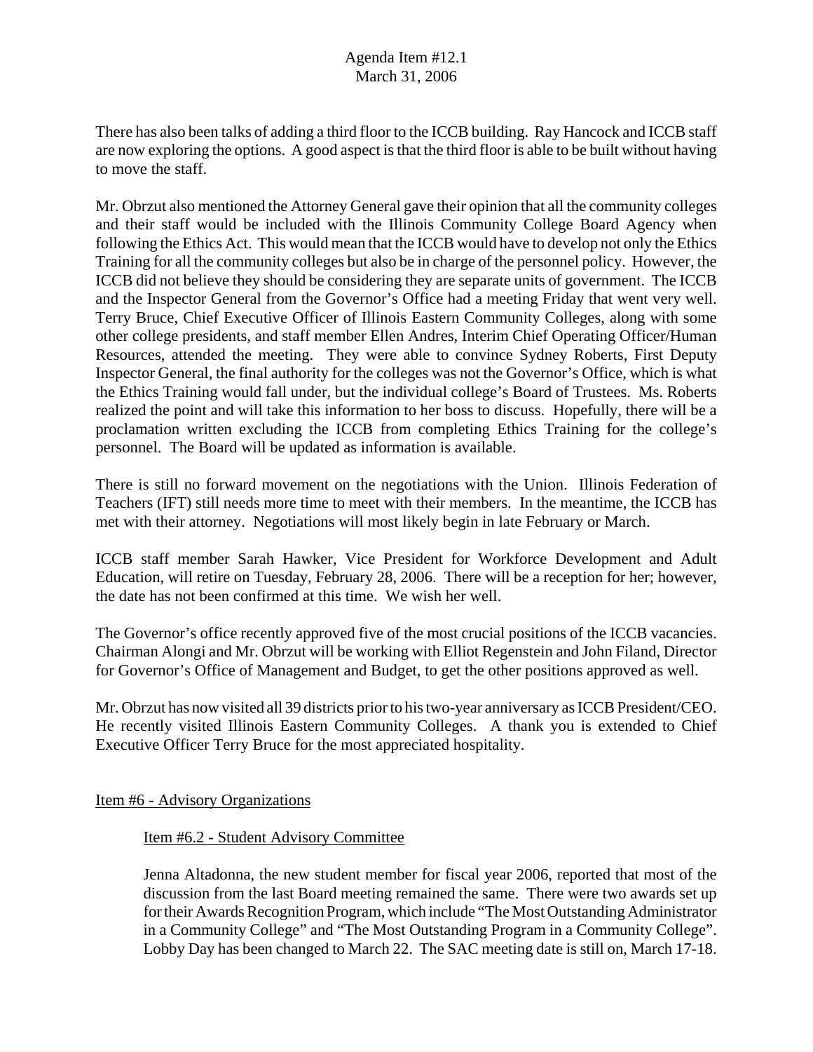There has also been talks of adding a third floor to the ICCB building. Ray Hancock and ICCB staff are now exploring the options. A good aspect is that the third floor is able to be built without having to move the staff.

Mr. Obrzut also mentioned the Attorney General gave their opinion that all the community colleges and their staff would be included with the Illinois Community College Board Agency when following the Ethics Act. This would mean that the ICCB would have to develop not only the Ethics Training for all the community colleges but also be in charge of the personnel policy. However, the ICCB did not believe they should be considering they are separate units of government. The ICCB and the Inspector General from the Governor's Office had a meeting Friday that went very well. Terry Bruce, Chief Executive Officer of Illinois Eastern Community Colleges, along with some other college presidents, and staff member Ellen Andres, Interim Chief Operating Officer/Human Resources, attended the meeting. They were able to convince Sydney Roberts, First Deputy Inspector General, the final authority for the colleges was not the Governor's Office, which is what the Ethics Training would fall under, but the individual college's Board of Trustees. Ms. Roberts realized the point and will take this information to her boss to discuss. Hopefully, there will be a proclamation written excluding the ICCB from completing Ethics Training for the college's personnel. The Board will be updated as information is available.

There is still no forward movement on the negotiations with the Union. Illinois Federation of Teachers (IFT) still needs more time to meet with their members. In the meantime, the ICCB has met with their attorney. Negotiations will most likely begin in late February or March.

ICCB staff member Sarah Hawker, Vice President for Workforce Development and Adult Education, will retire on Tuesday, February 28, 2006. There will be a reception for her; however, the date has not been confirmed at this time. We wish her well.

The Governor's office recently approved five of the most crucial positions of the ICCB vacancies. Chairman Alongi and Mr. Obrzut will be working with Elliot Regenstein and John Filand, Director for Governor's Office of Management and Budget, to get the other positions approved as well.

Mr. Obrzut has now visited all 39 districts prior to his two-year anniversary as ICCB President/CEO. He recently visited Illinois Eastern Community Colleges. A thank you is extended to Chief Executive Officer Terry Bruce for the most appreciated hospitality.

Item #6 - Advisory Organizations

Item #6.2 - Student Advisory Committee

Jenna Altadonna, the new student member for fiscal year 2006, reported that most of the discussion from the last Board meeting remained the same. There were two awards set up for their Awards Recognition Program, which include "The Most Outstanding Administrator in a Community College" and "The Most Outstanding Program in a Community College". Lobby Day has been changed to March 22. The SAC meeting date is still on, March 17-18.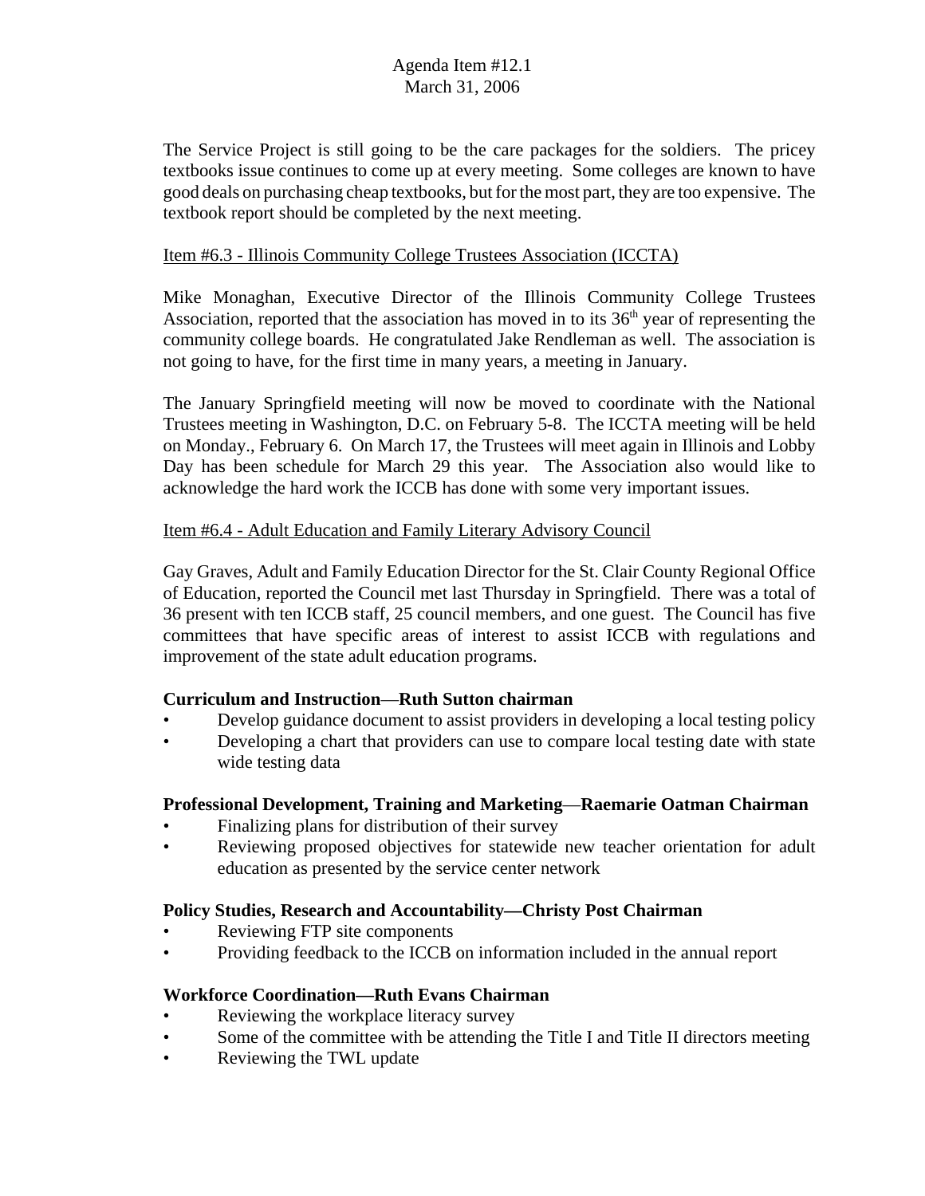The Service Project is still going to be the care packages for the soldiers. The pricey textbooks issue continues to come up at every meeting. Some colleges are known to have good deals on purchasing cheap textbooks, but for the most part, they are too expensive. The textbook report should be completed by the next meeting.

Item #6.3 - Illinois Community College Trustees Association (ICCTA)

Mike Monaghan, Executive Director of the Illinois Community College Trustees Association, reported that the association has moved in to its 36th year of representing the community college boards. He congratulated Jake Rendleman as well. The association is not going to have, for the first time in many years, a meeting in January.

The January Springfield meeting will now be moved to coordinate with the National Trustees meeting in Washington, D.C. on February 5-8. The ICCTA meeting will be held on Monday., February 6. On March 17, the Trustees will meet again in Illinois and Lobby Day has been schedule for March 29 this year. The Association also would like to acknowledge the hard work the ICCB has done with some very important issues.

Item #6.4 - Adult Education and Family Literary Advisory Council

Gay Graves, Adult and Family Education Director for the St. Clair County Regional Office of Education, reported the Council met last Thursday in Springfield. There was a total of 36 present with ten ICCB staff, 25 council members, and one guest. The Council has five committees that have specific areas of interest to assist ICCB with regulations and improvement of the state adult education programs.

**Curriculum and Instruction—Ruth Sutton chairman**

- Develop guidance document to assist providers in developing a local testing policy
- Developing a chart that providers can use to compare local testing date with state wide testing data

**Professional Development, Training and Marketing—Raemarie Oatman Chairman**

- Finalizing plans for distribution of their survey
- Reviewing proposed objectives for statewide new teacher orientation for adult education as presented by the service center network

**Policy Studies, Research and Accountability—Christy Post Chairman**

- Reviewing FTP site components
- Providing feedback to the ICCB on information included in the annual report

**Workforce Coordination—Ruth Evans Chairman**

- Reviewing the workplace literacy survey
- Some of the committee with be attending the Title I and Title II directors meeting
- Reviewing the TWL update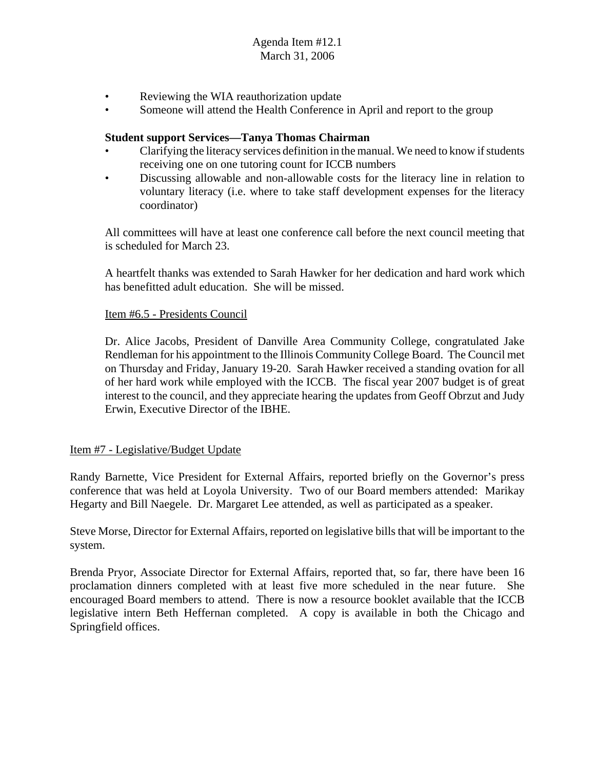- Reviewing the WIA reauthorization update
- Someone will attend the Health Conference in April and report to the group

**Student support Services—Tanya Thomas Chairman**

- Clarifying the literacy services definition in the manual. We need to know if students receiving one on one tutoring count for ICCB numbers
- Discussing allowable and non-allowable costs for the literacy line in relation to voluntary literacy (i.e. where to take staff development expenses for the literacy coordinator)

All committees will have at least one conference call before the next council meeting that is scheduled for March 23.

A heartfelt thanks was extended to Sarah Hawker for her dedication and hard work which has benefitted adult education. She will be missed.

<u>Item #6.5 - Presidents Council</u>

Dr. Alice Jacobs, President of Danville Area Community College, congratulated Jake Rendleman for his appointment to the Illinois Community College Board. The Council met on Thursday and Friday, January 19-20. Sarah Hawker received a standing ovation for all of her hard work while employed with the ICCB. The fiscal year 2007 budget is of great interest to the council, and they appreciate hearing the updates from Geoff Obrzut and Judy Erwin, Executive Director of the IBHE.

<u>Item #7 - Legislative/Budget Update</u>

Randy Barnette, Vice President for External Affairs, reported briefly on the Governor's press conference that was held at Loyola University. Two of our Board members attended: Marikay Hegarty and Bill Naegele. Dr. Margaret Lee attended, as well as participated as a speaker.

Steve Morse, Director for External Affairs, reported on legislative bills that will be important to the system.

Brenda Pryor, Associate Director for External Affairs, reported that, so far, there have been 16 proclamation dinners completed with at least five more scheduled in the near future. She encouraged Board members to attend. There is now a resource booklet available that the ICCB legislative intern Beth Heffernan completed. A copy is available in both the Chicago and Springfield offices.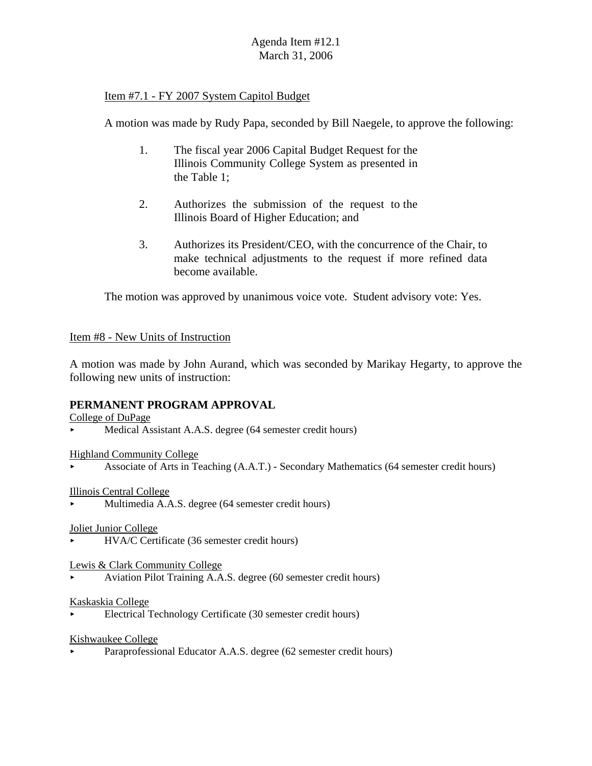Agenda Item #12.1
March 31, 2006

Item #7.1 - FY 2007 System Capitol Budget

A motion was made by Rudy Papa, seconded by Bill Naegele, to approve the following:

1. The fiscal year 2006 Capital Budget Request for the Illinois Community College System as presented in the Table 1;

2. Authorizes the submission of the request to the Illinois Board of Higher Education; and

3. Authorizes its President/CEO, with the concurrence of the Chair, to make technical adjustments to the request if more refined data become available.

The motion was approved by unanimous voice vote. Student advisory vote: Yes.

Item #8 - New Units of Instruction

A motion was made by John Aurand, which was seconded by Marikay Hegarty, to approve the following new units of instruction:

**PERMANENT PROGRAM APPROVAL**

College of DuPage
- Medical Assistant A.A.S. degree (64 semester credit hours)

Highland Community College
- Associate of Arts in Teaching (A.A.T.) - Secondary Mathematics (64 semester credit hours)

Illinois Central College
- Multimedia A.A.S. degree (64 semester credit hours)

Joliet Junior College
- HVA/C Certificate (36 semester credit hours)

Lewis & Clark Community College
- Aviation Pilot Training A.A.S. degree (60 semester credit hours)

Kaskaskia College
- Electrical Technology Certificate (30 semester credit hours)

Kishwaukee College
- Paraprofessional Educator A.A.S. degree (62 semester credit hours)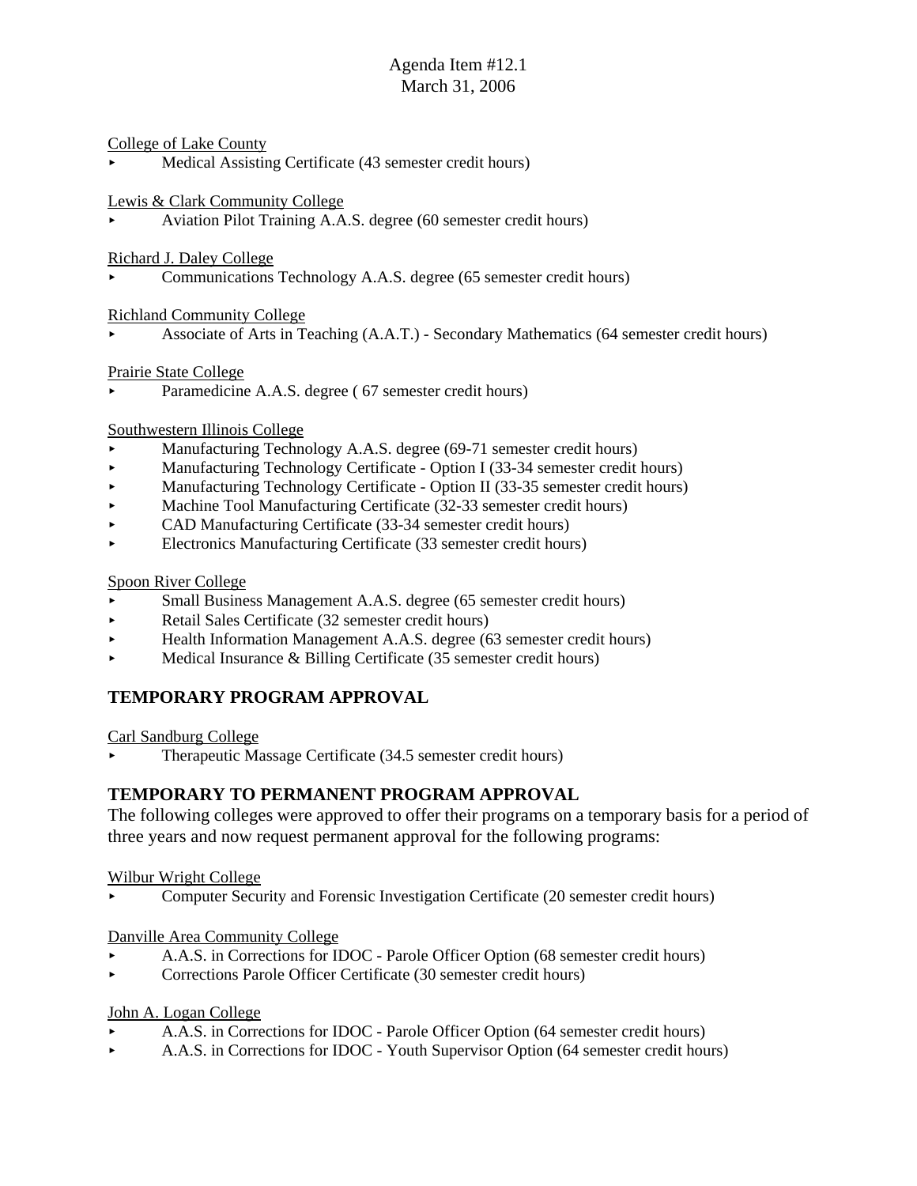Agenda Item #12.1
March 31, 2006

College of Lake County
- Medical Assisting Certificate (43 semester credit hours)

Lewis & Clark Community College
- Aviation Pilot Training A.A.S. degree (60 semester credit hours)

Richard J. Daley College
- Communications Technology A.A.S. degree (65 semester credit hours)

Richland Community College
- Associate of Arts in Teaching (A.A.T.) - Secondary Mathematics (64 semester credit hours)

Prairie State College
- Paramedicine A.A.S. degree ( 67 semester credit hours)

Southwestern Illinois College
- Manufacturing Technology A.A.S. degree (69-71 semester credit hours)
- Manufacturing Technology Certificate - Option I (33-34 semester credit hours)
- Manufacturing Technology Certificate - Option II (33-35 semester credit hours)
- Machine Tool Manufacturing Certificate (32-33 semester credit hours)
- CAD Manufacturing Certificate (33-34 semester credit hours)
- Electronics Manufacturing Certificate (33 semester credit hours)

Spoon River College
- Small Business Management A.A.S. degree (65 semester credit hours)
- Retail Sales Certificate (32 semester credit hours)
- Health Information Management A.A.S. degree (63 semester credit hours)
- Medical Insurance & Billing Certificate (35 semester credit hours)

## TEMPORARY PROGRAM APPROVAL

Carl Sandburg College
- Therapeutic Massage Certificate (34.5 semester credit hours)

## TEMPORARY TO PERMANENT PROGRAM APPROVAL

The following colleges were approved to offer their programs on a temporary basis for a period of three years and now request permanent approval for the following programs:

Wilbur Wright College
- Computer Security and Forensic Investigation Certificate (20 semester credit hours)

Danville Area Community College
- A.A.S. in Corrections for IDOC - Parole Officer Option (68 semester credit hours)
- Corrections Parole Officer Certificate (30 semester credit hours)

John A. Logan College
- A.A.S. in Corrections for IDOC - Parole Officer Option (64 semester credit hours)
- A.A.S. in Corrections for IDOC - Youth Supervisor Option (64 semester credit hours)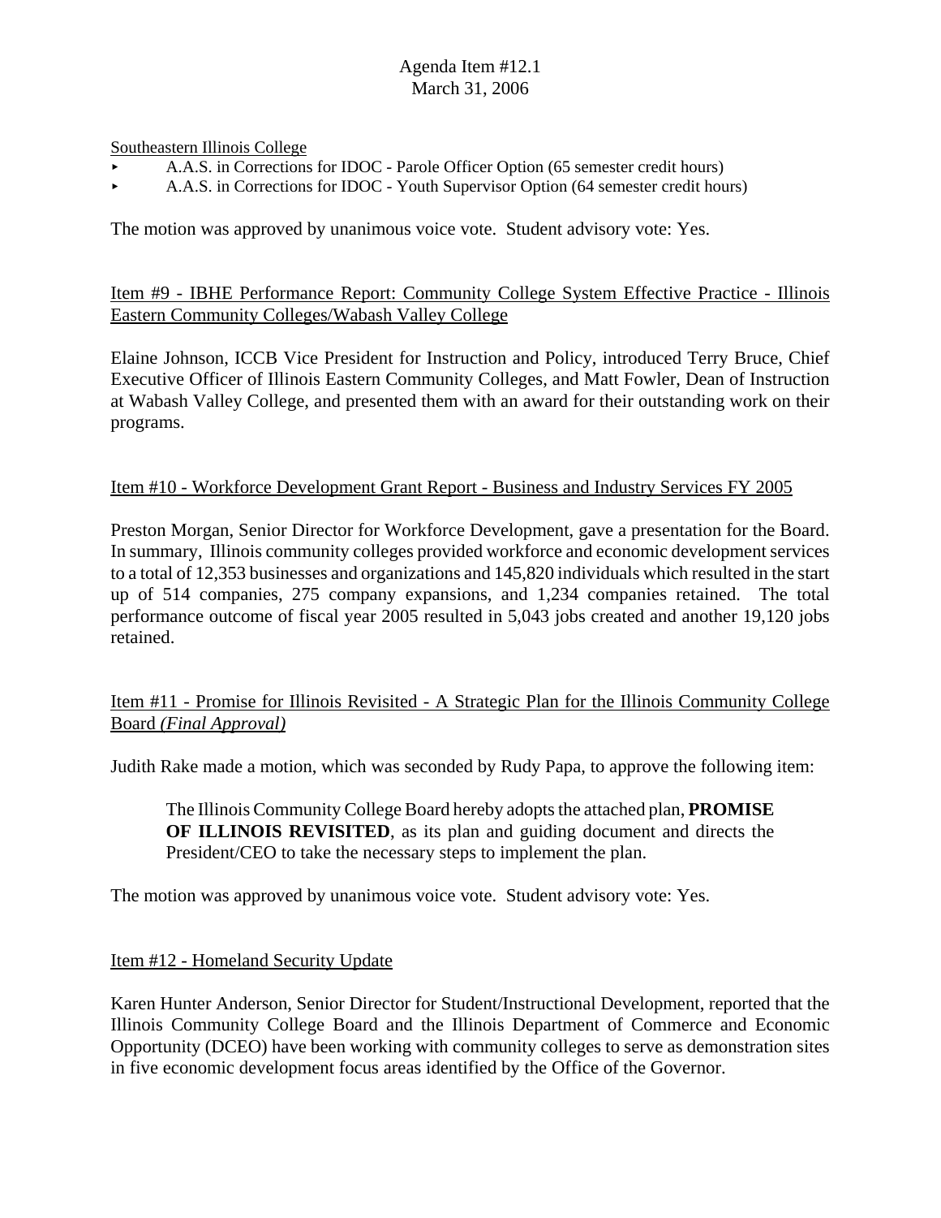Southeastern Illinois College

- A.A.S. in Corrections for IDOC - Parole Officer Option (65 semester credit hours)
- A.A.S. in Corrections for IDOC - Youth Supervisor Option (64 semester credit hours)

The motion was approved by unanimous voice vote. Student advisory vote: Yes.

Item #9 - IBHE Performance Report: Community College System Effective Practice - Illinois Eastern Community Colleges/Wabash Valley College

Elaine Johnson, ICCB Vice President for Instruction and Policy, introduced Terry Bruce, Chief Executive Officer of Illinois Eastern Community Colleges, and Matt Fowler, Dean of Instruction at Wabash Valley College, and presented them with an award for their outstanding work on their programs.

Item #10 - Workforce Development Grant Report - Business and Industry Services FY 2005

Preston Morgan, Senior Director for Workforce Development, gave a presentation for the Board. In summary, Illinois community colleges provided workforce and economic development services to a total of 12,353 businesses and organizations and 145,820 individuals which resulted in the start up of 514 companies, 275 company expansions, and 1,234 companies retained. The total performance outcome of fiscal year 2005 resulted in 5,043 jobs created and another 19,120 jobs retained.

Item #11 - Promise for Illinois Revisited - A Strategic Plan for the Illinois Community College Board *(Final Approval)*

Judith Rake made a motion, which was seconded by Rudy Papa, to approve the following item:

> The Illinois Community College Board hereby adopts the attached plan, **PROMISE OF ILLINOIS REVISITED**, as its plan and guiding document and directs the President/CEO to take the necessary steps to implement the plan.

The motion was approved by unanimous voice vote. Student advisory vote: Yes.

Item #12 - Homeland Security Update

Karen Hunter Anderson, Senior Director for Student/Instructional Development, reported that the Illinois Community College Board and the Illinois Department of Commerce and Economic Opportunity (DCEO) have been working with community colleges to serve as demonstration sites in five economic development focus areas identified by the Office of the Governor.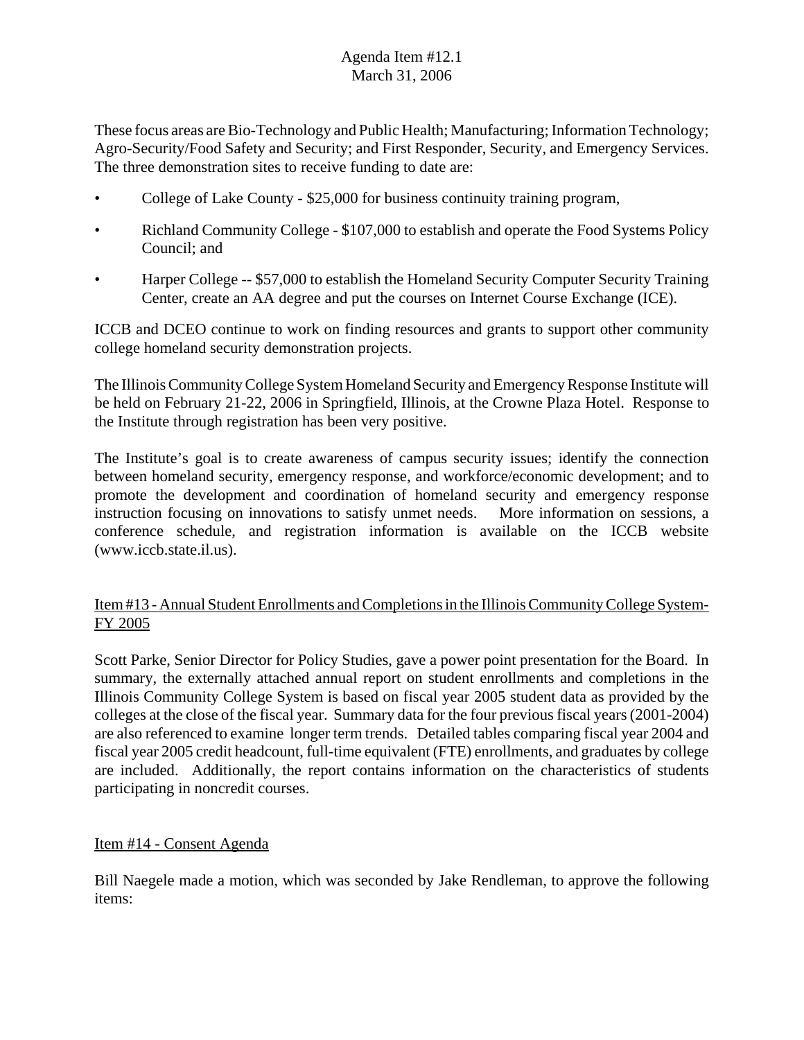These focus areas are Bio-Technology and Public Health; Manufacturing; Information Technology; Agro-Security/Food Safety and Security; and First Responder, Security, and Emergency Services. The three demonstration sites to receive funding to date are:

- College of Lake County - $25,000 for business continuity training program,
- Richland Community College - $107,000 to establish and operate the Food Systems Policy Council; and
- Harper College -- $57,000 to establish the Homeland Security Computer Security Training Center, create an AA degree and put the courses on Internet Course Exchange (ICE).

ICCB and DCEO continue to work on finding resources and grants to support other community college homeland security demonstration projects.

The Illinois Community College System Homeland Security and Emergency Response Institute will be held on February 21-22, 2006 in Springfield, Illinois, at the Crowne Plaza Hotel. Response to the Institute through registration has been very positive.

The Institute's goal is to create awareness of campus security issues; identify the connection between homeland security, emergency response, and workforce/economic development; and to promote the development and coordination of homeland security and emergency response instruction focusing on innovations to satisfy unmet needs. More information on sessions, a conference schedule, and registration information is available on the ICCB website (www.iccb.state.il.us).

## Item #13 - Annual Student Enrollments and Completions in the Illinois Community College System-FY 2005

Scott Parke, Senior Director for Policy Studies, gave a power point presentation for the Board. In summary, the externally attached annual report on student enrollments and completions in the Illinois Community College System is based on fiscal year 2005 student data as provided by the colleges at the close of the fiscal year. Summary data for the four previous fiscal years (2001-2004) are also referenced to examine longer term trends. Detailed tables comparing fiscal year 2004 and fiscal year 2005 credit headcount, full-time equivalent (FTE) enrollments, and graduates by college are included. Additionally, the report contains information on the characteristics of students participating in noncredit courses.

## Item #14 - Consent Agenda

Bill Naegele made a motion, which was seconded by Jake Rendleman, to approve the following items: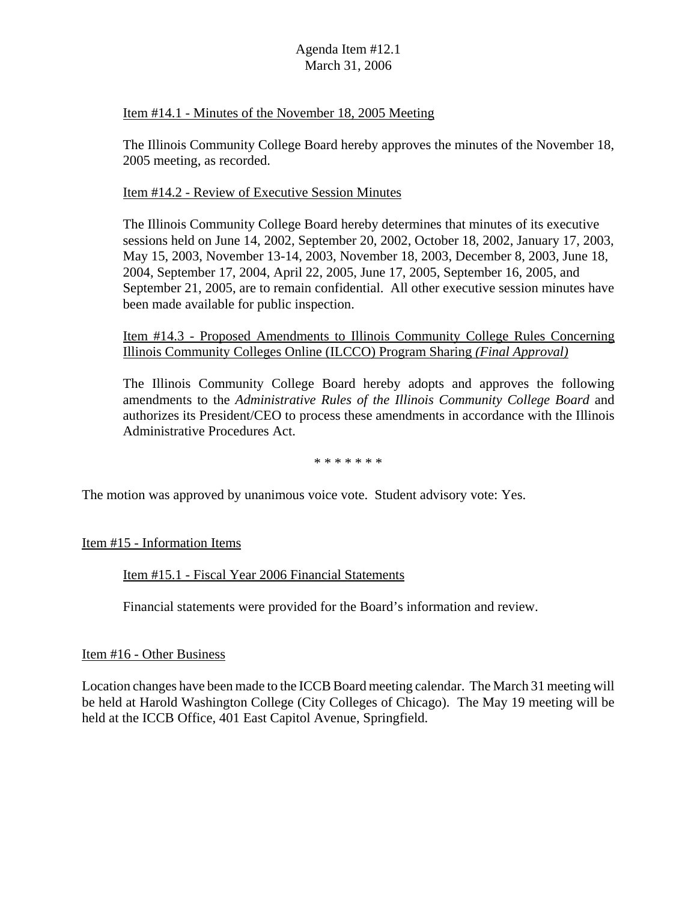Item #14.1 - Minutes of the November 18, 2005 Meeting

The Illinois Community College Board hereby approves the minutes of the November 18, 2005 meeting, as recorded.

Item #14.2 - Review of Executive Session Minutes

The Illinois Community College Board hereby determines that minutes of its executive sessions held on June 14, 2002, September 20, 2002, October 18, 2002, January 17, 2003, May 15, 2003, November 13-14, 2003, November 18, 2003, December 8, 2003, June 18, 2004, September 17, 2004, April 22, 2005, June 17, 2005, September 16, 2005, and September 21, 2005, are to remain confidential. All other executive session minutes have been made available for public inspection.

Item #14.3 - Proposed Amendments to Illinois Community College Rules Concerning Illinois Community Colleges Online (ILCCO) Program Sharing *(Final Approval)*

The Illinois Community College Board hereby adopts and approves the following amendments to the *Administrative Rules of the Illinois Community College Board* and authorizes its President/CEO to process these amendments in accordance with the Illinois Administrative Procedures Act.

\* \* \* \* \* \* \*

The motion was approved by unanimous voice vote. Student advisory vote: Yes.

Item #15 - Information Items

Item #15.1 - Fiscal Year 2006 Financial Statements

Financial statements were provided for the Board's information and review.

Item #16 - Other Business

Location changes have been made to the ICCB Board meeting calendar. The March 31 meeting will be held at Harold Washington College (City Colleges of Chicago). The May 19 meeting will be held at the ICCB Office, 401 East Capitol Avenue, Springfield.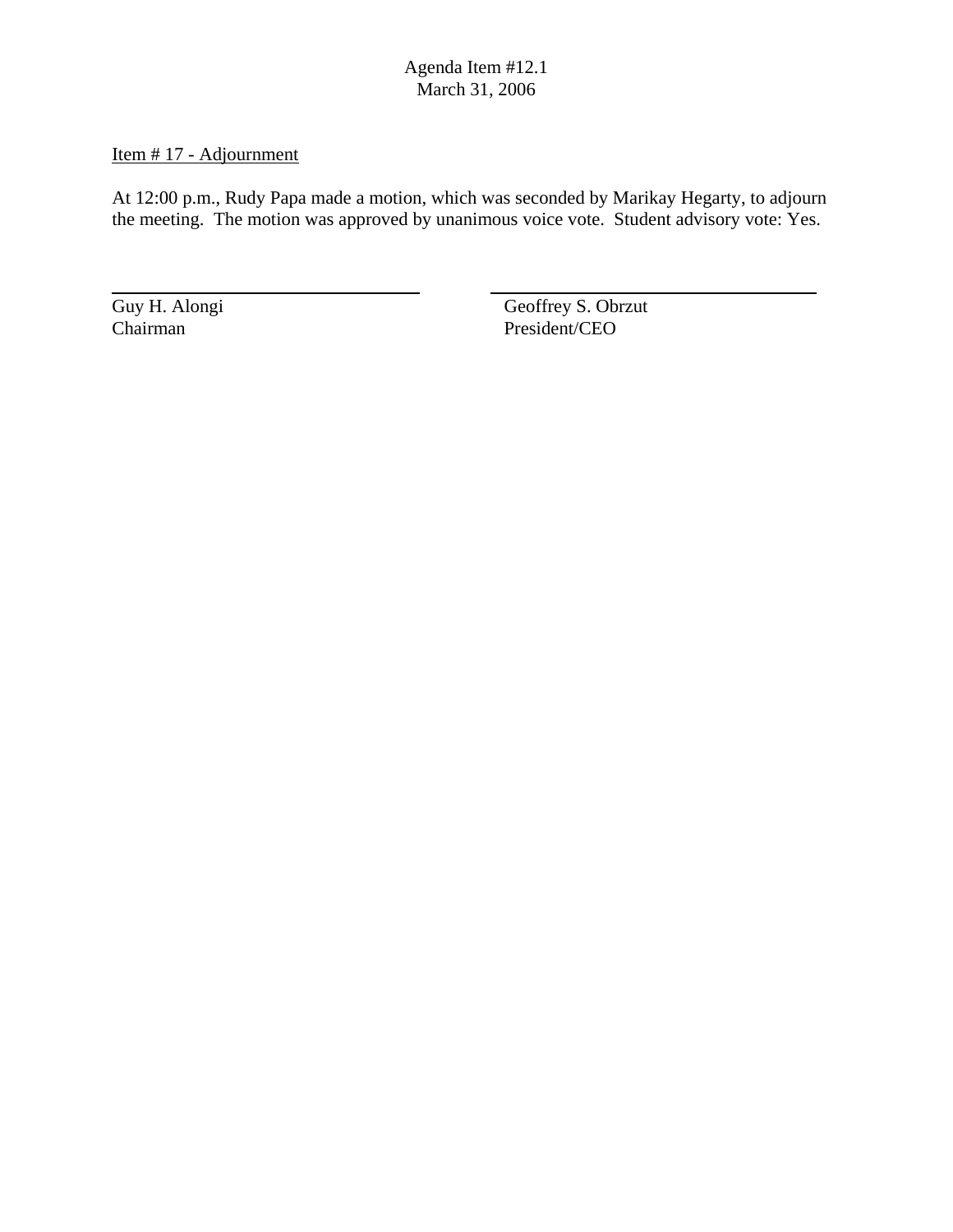Agenda Item #12.1
March 31, 2006

Item # 17 - Adjournment

At 12:00 p.m., Rudy Papa made a motion, which was seconded by Marikay Hegarty, to adjourn the meeting. The motion was approved by unanimous voice vote. Student advisory vote: Yes.

| \_\_\_\_\_\_\_\_\_\_\_\_\_\_\_\_\_\_\_\_\_\_\_\_\_\_\_\_\_\_ | \_\_\_\_\_\_\_\_\_\_\_\_\_\_\_\_\_\_\_\_\_\_\_\_\_\_\_\_\_\_ |
|---|---|
| Guy H. Alongi | Geoffrey S. Obrzut |
| Chairman | President/CEO |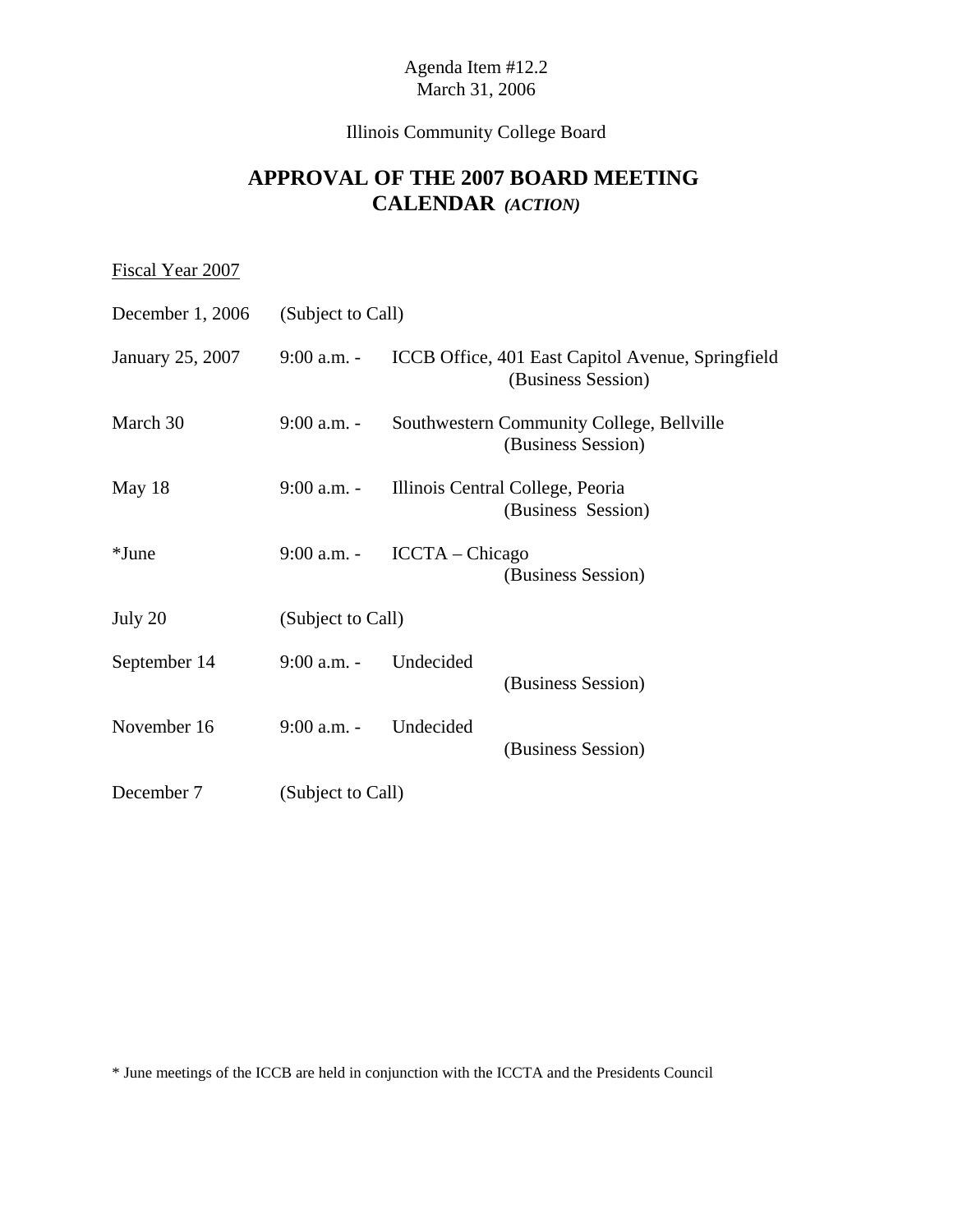Agenda Item #12.2
March 31, 2006

Illinois Community College Board

# APPROVAL OF THE 2007 BOARD MEETING CALENDAR *(ACTION)*

Fiscal Year 2007

| | | |
|---|---|---|
| December 1, 2006 | (Subject to Call) | |
| January 25, 2007 | 9:00 a.m. - | ICCB Office, 401 East Capitol Avenue, Springfield (Business Session) |
| March 30 | 9:00 a.m. - | Southwestern Community College, Bellville (Business Session) |
| May 18 | 9:00 a.m. - | Illinois Central College, Peoria (Business Session) |
| *June | 9:00 a.m. - | ICCTA – Chicago (Business Session) |
| July 20 | (Subject to Call) | |
| September 14 | 9:00 a.m. - | Undecided (Business Session) |
| November 16 | 9:00 a.m. - | Undecided (Business Session) |
| December 7 | (Subject to Call) | |

* June meetings of the ICCB are held in conjunction with the ICCTA and the Presidents Council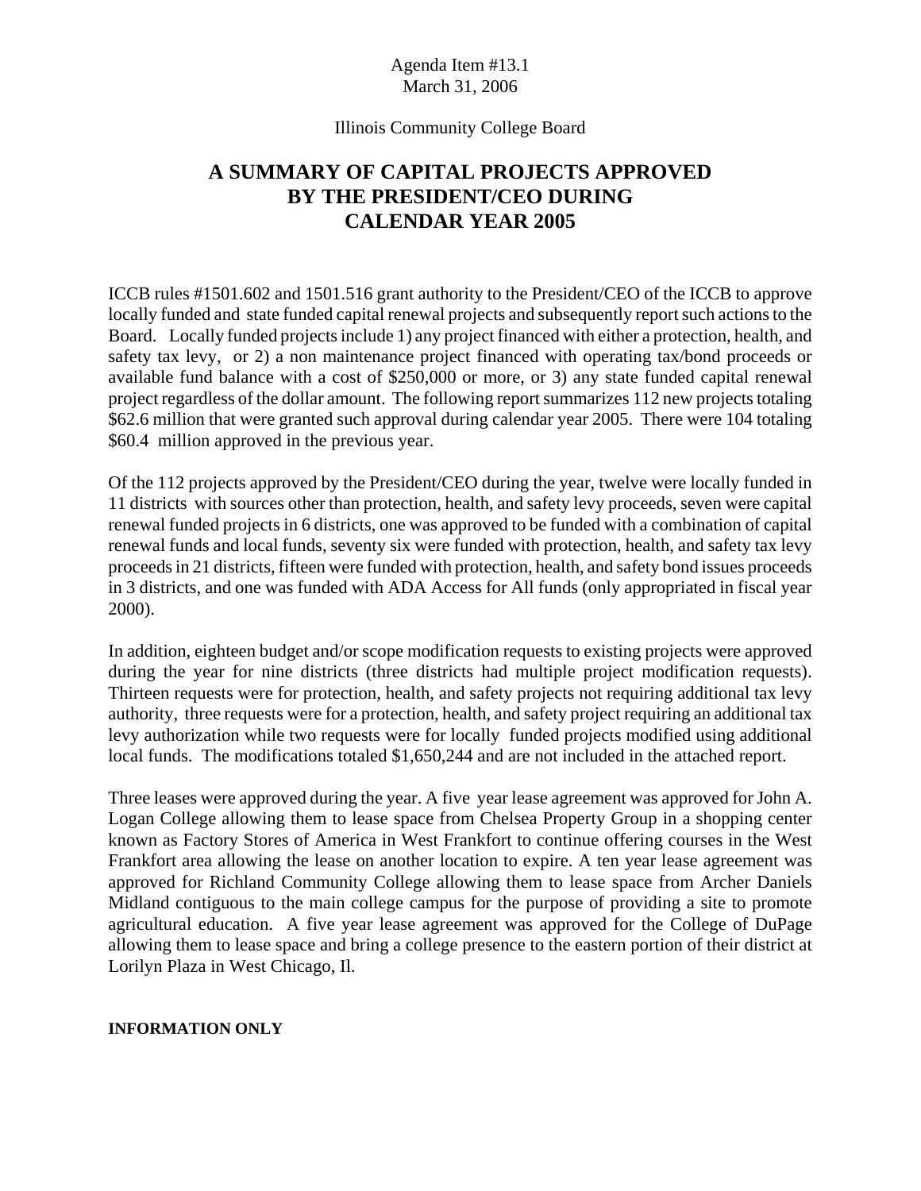Agenda Item #13.1
March 31, 2006

Illinois Community College Board

# A SUMMARY OF CAPITAL PROJECTS APPROVED BY THE PRESIDENT/CEO DURING CALENDAR YEAR 2005

ICCB rules #1501.602 and 1501.516 grant authority to the President/CEO of the ICCB to approve locally funded and state funded capital renewal projects and subsequently report such actions to the Board. Locally funded projects include 1) any project financed with either a protection, health, and safety tax levy, or 2) a non maintenance project financed with operating tax/bond proceeds or available fund balance with a cost of $250,000 or more, or 3) any state funded capital renewal project regardless of the dollar amount. The following report summarizes 112 new projects totaling $62.6 million that were granted such approval during calendar year 2005. There were 104 totaling $60.4 million approved in the previous year.

Of the 112 projects approved by the President/CEO during the year, twelve were locally funded in 11 districts with sources other than protection, health, and safety levy proceeds, seven were capital renewal funded projects in 6 districts, one was approved to be funded with a combination of capital renewal funds and local funds, seventy six were funded with protection, health, and safety tax levy proceeds in 21 districts, fifteen were funded with protection, health, and safety bond issues proceeds in 3 districts, and one was funded with ADA Access for All funds (only appropriated in fiscal year 2000).

In addition, eighteen budget and/or scope modification requests to existing projects were approved during the year for nine districts (three districts had multiple project modification requests). Thirteen requests were for protection, health, and safety projects not requiring additional tax levy authority, three requests were for a protection, health, and safety project requiring an additional tax levy authorization while two requests were for locally funded projects modified using additional local funds. The modifications totaled $1,650,244 and are not included in the attached report.

Three leases were approved during the year. A five year lease agreement was approved for John A. Logan College allowing them to lease space from Chelsea Property Group in a shopping center known as Factory Stores of America in West Frankfort to continue offering courses in the West Frankfort area allowing the lease on another location to expire. A ten year lease agreement was approved for Richland Community College allowing them to lease space from Archer Daniels Midland contiguous to the main college campus for the purpose of providing a site to promote agricultural education. A five year lease agreement was approved for the College of DuPage allowing them to lease space and bring a college presence to the eastern portion of their district at Lorilyn Plaza in West Chicago, Il.

**INFORMATION ONLY**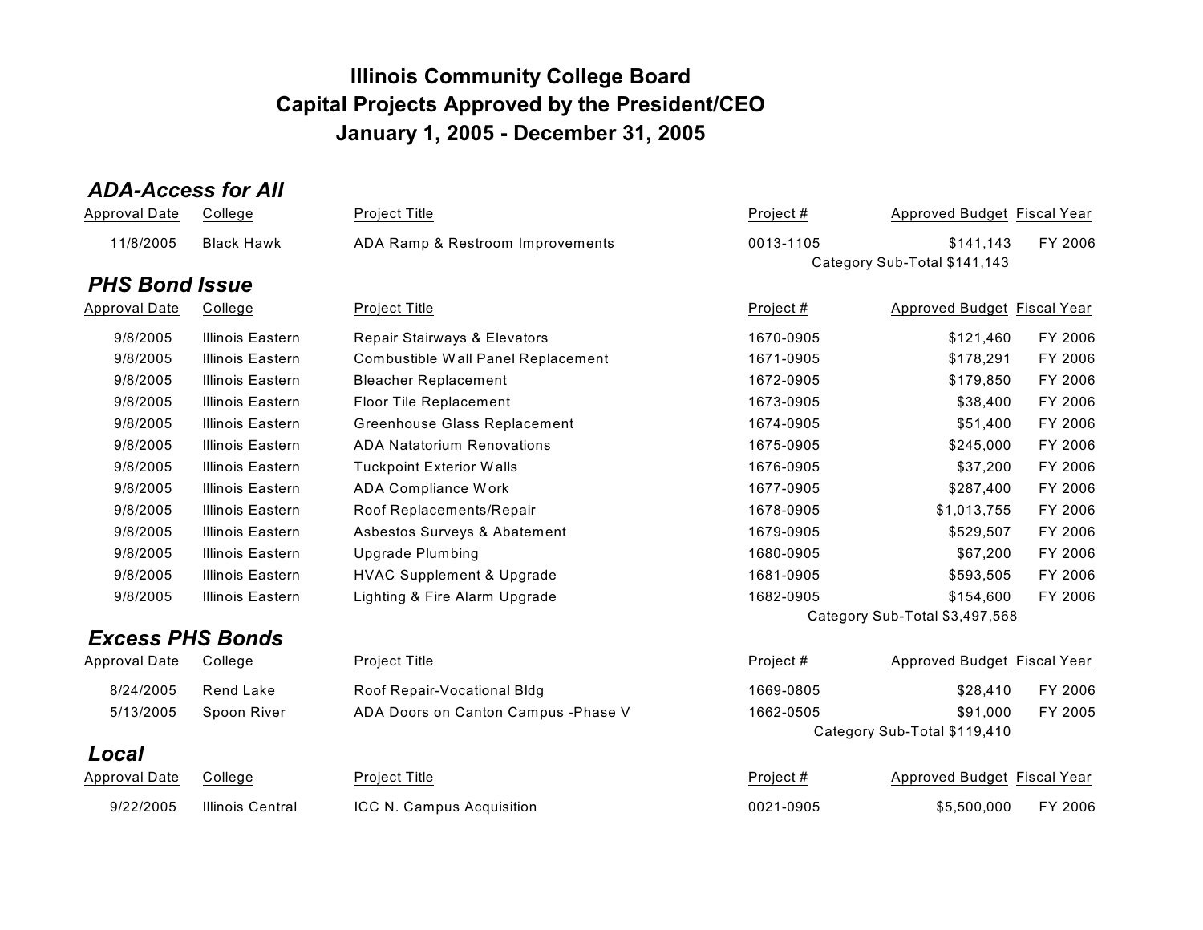# Illinois Community College Board
# Capital Projects Approved by the President/CEO
# January 1, 2005 - December 31, 2005

## *ADA-Access for All*

| Approval Date | College | Project Title | Project # | Approved Budget | Fiscal Year |
|---|---|---|---|---|---|
| 11/8/2005 | Black Hawk | ADA Ramp & Restroom Improvements | 0013-1105 | $141,143 | FY 2006 |
| | | | | Category Sub-Total $141,143 | |

## *PHS Bond Issue*

| Approval Date | College | Project Title | Project # | Approved Budget | Fiscal Year |
|---|---|---|---|---|---|
| 9/8/2005 | Illinois Eastern | Repair Stairways & Elevators | 1670-0905 | $121,460 | FY 2006 |
| 9/8/2005 | Illinois Eastern | Combustible Wall Panel Replacement | 1671-0905 | $178,291 | FY 2006 |
| 9/8/2005 | Illinois Eastern | Bleacher Replacement | 1672-0905 | $179,850 | FY 2006 |
| 9/8/2005 | Illinois Eastern | Floor Tile Replacement | 1673-0905 | $38,400 | FY 2006 |
| 9/8/2005 | Illinois Eastern | Greenhouse Glass Replacement | 1674-0905 | $51,400 | FY 2006 |
| 9/8/2005 | Illinois Eastern | ADA Natatorium Renovations | 1675-0905 | $245,000 | FY 2006 |
| 9/8/2005 | Illinois Eastern | Tuckpoint Exterior Walls | 1676-0905 | $37,200 | FY 2006 |
| 9/8/2005 | Illinois Eastern | ADA Compliance Work | 1677-0905 | $287,400 | FY 2006 |
| 9/8/2005 | Illinois Eastern | Roof Replacements/Repair | 1678-0905 | $1,013,755 | FY 2006 |
| 9/8/2005 | Illinois Eastern | Asbestos Surveys & Abatement | 1679-0905 | $529,507 | FY 2006 |
| 9/8/2005 | Illinois Eastern | Upgrade Plumbing | 1680-0905 | $67,200 | FY 2006 |
| 9/8/2005 | Illinois Eastern | HVAC Supplement & Upgrade | 1681-0905 | $593,505 | FY 2006 |
| 9/8/2005 | Illinois Eastern | Lighting & Fire Alarm Upgrade | 1682-0905 | $154,600 | FY 2006 |
| | | | | Category Sub-Total $3,497,568 | |

## *Excess PHS Bonds*

| Approval Date | College | Project Title | Project # | Approved Budget | Fiscal Year |
|---|---|---|---|---|---|
| 8/24/2005 | Rend Lake | Roof Repair-Vocational Bldg | 1669-0805 | $28,410 | FY 2006 |
| 5/13/2005 | Spoon River | ADA Doors on Canton Campus -Phase V | 1662-0505 | $91,000 | FY 2005 |
| | | | | Category Sub-Total $119,410 | |

## *Local*

| Approval Date | College | Project Title | Project # | Approved Budget | Fiscal Year |
|---|---|---|---|---|---|
| 9/22/2005 | Illinois Central | ICC N. Campus Acquisition | 0021-0905 | $5,500,000 | FY 2006 |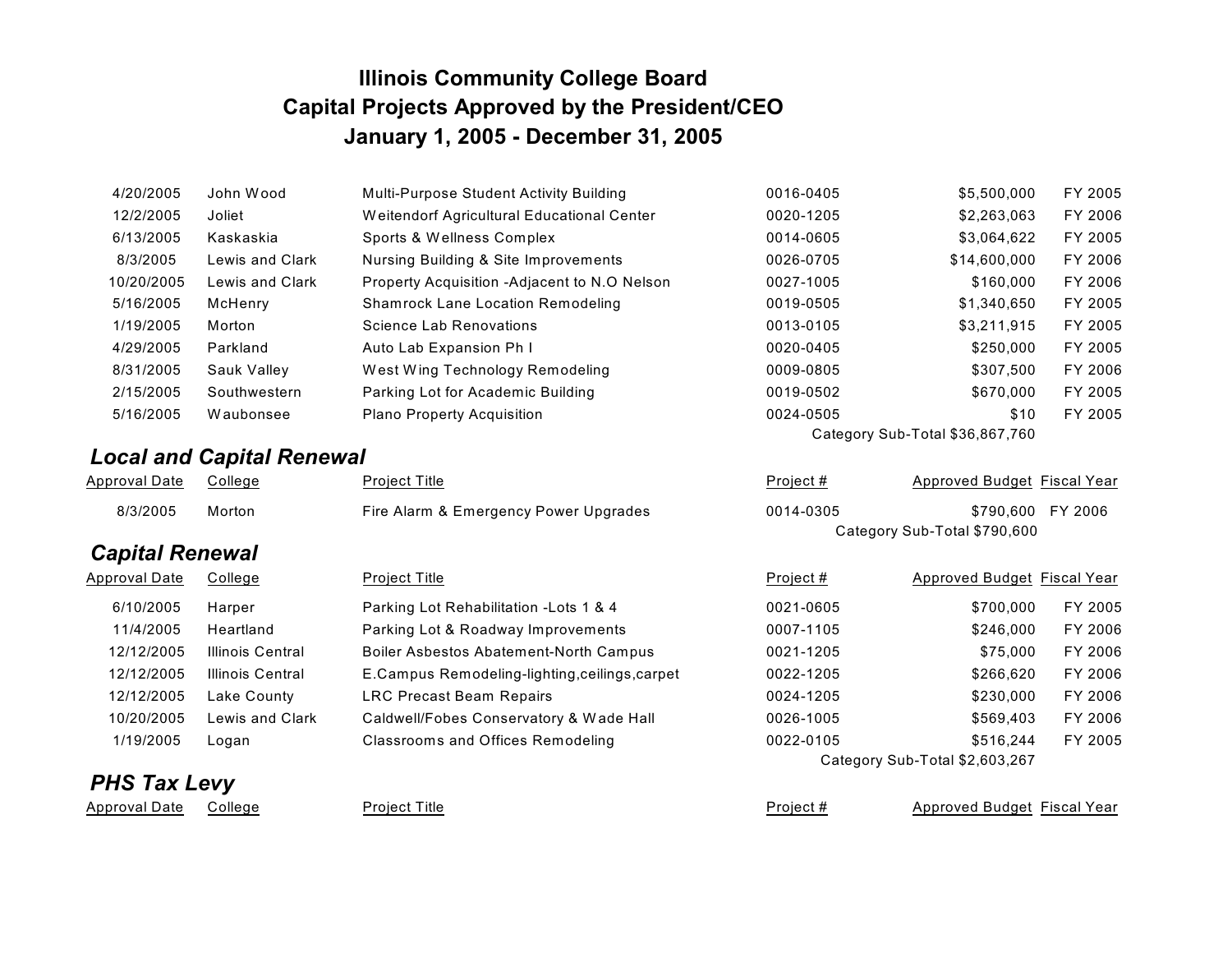# Illinois Community College Board
# Capital Projects Approved by the President/CEO
# January 1, 2005 - December 31, 2005

| Approval Date | College | Project Title | Project # | Approved Budget | Fiscal Year |
|---|---|---|---|---|---|
| 4/20/2005 | John Wood | Multi-Purpose Student Activity Building | 0016-0405 | $5,500,000 | FY 2005 |
| 12/2/2005 | Joliet | Weitendorf Agricultural Educational Center | 0020-1205 | $2,263,063 | FY 2006 |
| 6/13/2005 | Kaskaskia | Sports & Wellness Complex | 0014-0605 | $3,064,622 | FY 2005 |
| 8/3/2005 | Lewis and Clark | Nursing Building & Site Improvements | 0026-0705 | $14,600,000 | FY 2006 |
| 10/20/2005 | Lewis and Clark | Property Acquisition -Adjacent to N.O Nelson | 0027-1005 | $160,000 | FY 2006 |
| 5/16/2005 | McHenry | Shamrock Lane Location Remodeling | 0019-0505 | $1,340,650 | FY 2005 |
| 1/19/2005 | Morton | Science Lab Renovations | 0013-0105 | $3,211,915 | FY 2005 |
| 4/29/2005 | Parkland | Auto Lab Expansion Ph I | 0020-0405 | $250,000 | FY 2005 |
| 8/31/2005 | Sauk Valley | West Wing Technology Remodeling | 0009-0805 | $307,500 | FY 2006 |
| 2/15/2005 | Southwestern | Parking Lot for Academic Building | 0019-0502 | $670,000 | FY 2005 |
| 5/16/2005 | Waubonsee | Plano Property Acquisition | 0024-0505 | $10 | FY 2005 |
| | | | | Category Sub-Total $36,867,760 | |

## *Local and Capital Renewal*

| Approval Date | College | Project Title | Project # | Approved Budget | Fiscal Year |
|---|---|---|---|---|---|
| 8/3/2005 | Morton | Fire Alarm & Emergency Power Upgrades | 0014-0305 | $790,600 | FY 2006 |
| | | | | Category Sub-Total $790,600 | |

## *Capital Renewal*

| Approval Date | College | Project Title | Project # | Approved Budget | Fiscal Year |
|---|---|---|---|---|---|
| 6/10/2005 | Harper | Parking Lot Rehabilitation -Lots 1 & 4 | 0021-0605 | $700,000 | FY 2005 |
| 11/4/2005 | Heartland | Parking Lot & Roadway Improvements | 0007-1105 | $246,000 | FY 2006 |
| 12/12/2005 | Illinois Central | Boiler Asbestos Abatement-North Campus | 0021-1205 | $75,000 | FY 2006 |
| 12/12/2005 | Illinois Central | E.Campus Remodeling-lighting,ceilings,carpet | 0022-1205 | $266,620 | FY 2006 |
| 12/12/2005 | Lake County | LRC Precast Beam Repairs | 0024-1205 | $230,000 | FY 2006 |
| 10/20/2005 | Lewis and Clark | Caldwell/Fobes Conservatory & Wade Hall | 0026-1005 | $569,403 | FY 2006 |
| 1/19/2005 | Logan | Classrooms and Offices Remodeling | 0022-0105 | $516,244 | FY 2005 |
| | | | | Category Sub-Total $2,603,267 | |

## *PHS Tax Levy*

| Approval Date | College | Project Title | Project # | Approved Budget | Fiscal Year |
|---|---|---|---|---|---|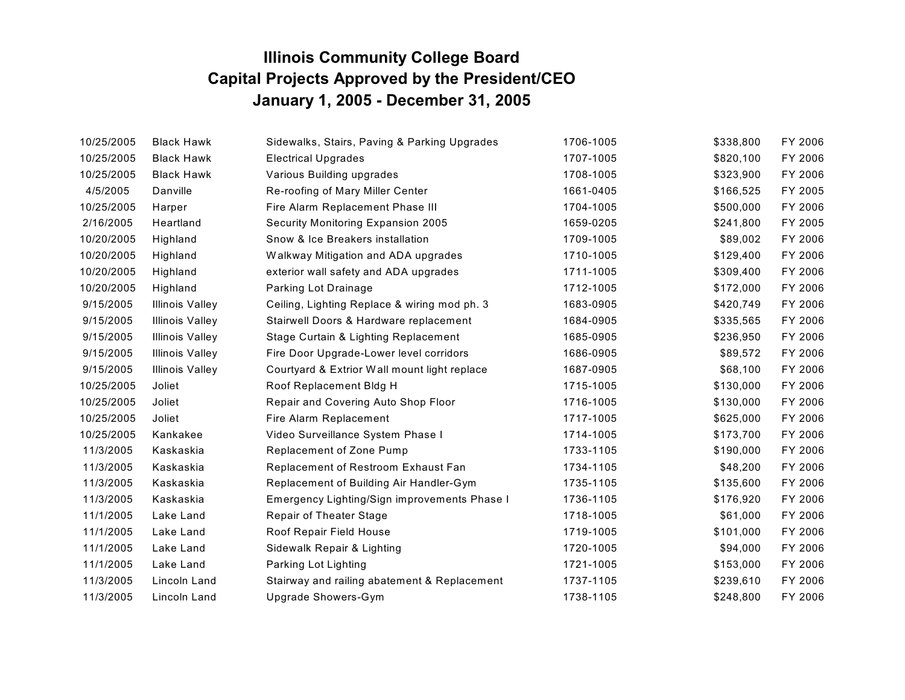# Illinois Community College Board
## Capital Projects Approved by the President/CEO
## January 1, 2005 - December 31, 2005

| | | | | | |
|---|---|---|---|---|---|
| 10/25/2005 | Black Hawk | Sidewalks, Stairs, Paving & Parking Upgrades | 1706-1005 | $338,800 | FY 2006 |
| 10/25/2005 | Black Hawk | Electrical Upgrades | 1707-1005 | $820,100 | FY 2006 |
| 10/25/2005 | Black Hawk | Various Building upgrades | 1708-1005 | $323,900 | FY 2006 |
| 4/5/2005 | Danville | Re-roofing of Mary Miller Center | 1661-0405 | $166,525 | FY 2005 |
| 10/25/2005 | Harper | Fire Alarm Replacement Phase III | 1704-1005 | $500,000 | FY 2006 |
| 2/16/2005 | Heartland | Security Monitoring Expansion 2005 | 1659-0205 | $241,800 | FY 2005 |
| 10/20/2005 | Highland | Snow & Ice Breakers installation | 1709-1005 | $89,002 | FY 2006 |
| 10/20/2005 | Highland | Walkway Mitigation and ADA upgrades | 1710-1005 | $129,400 | FY 2006 |
| 10/20/2005 | Highland | exterior wall safety and ADA upgrades | 1711-1005 | $309,400 | FY 2006 |
| 10/20/2005 | Highland | Parking Lot Drainage | 1712-1005 | $172,000 | FY 2006 |
| 9/15/2005 | Illinois Valley | Ceiling, Lighting Replace & wiring mod ph. 3 | 1683-0905 | $420,749 | FY 2006 |
| 9/15/2005 | Illinois Valley | Stairwell Doors & Hardware replacement | 1684-0905 | $335,565 | FY 2006 |
| 9/15/2005 | Illinois Valley | Stage Curtain & Lighting Replacement | 1685-0905 | $236,950 | FY 2006 |
| 9/15/2005 | Illinois Valley | Fire Door Upgrade-Lower level corridors | 1686-0905 | $89,572 | FY 2006 |
| 9/15/2005 | Illinois Valley | Courtyard & Extrior Wall mount light replace | 1687-0905 | $68,100 | FY 2006 |
| 10/25/2005 | Joliet | Roof Replacement Bldg H | 1715-1005 | $130,000 | FY 2006 |
| 10/25/2005 | Joliet | Repair and Covering Auto Shop Floor | 1716-1005 | $130,000 | FY 2006 |
| 10/25/2005 | Joliet | Fire Alarm Replacement | 1717-1005 | $625,000 | FY 2006 |
| 10/25/2005 | Kankakee | Video Surveillance System Phase I | 1714-1005 | $173,700 | FY 2006 |
| 11/3/2005 | Kaskaskia | Replacement of Zone Pump | 1733-1105 | $190,000 | FY 2006 |
| 11/3/2005 | Kaskaskia | Replacement of Restroom Exhaust Fan | 1734-1105 | $48,200 | FY 2006 |
| 11/3/2005 | Kaskaskia | Replacement of Building Air Handler-Gym | 1735-1105 | $135,600 | FY 2006 |
| 11/3/2005 | Kaskaskia | Emergency Lighting/Sign improvements Phase I | 1736-1105 | $176,920 | FY 2006 |
| 11/1/2005 | Lake Land | Repair of Theater Stage | 1718-1005 | $61,000 | FY 2006 |
| 11/1/2005 | Lake Land | Roof Repair Field House | 1719-1005 | $101,000 | FY 2006 |
| 11/1/2005 | Lake Land | Sidewalk Repair & Lighting | 1720-1005 | $94,000 | FY 2006 |
| 11/1/2005 | Lake Land | Parking Lot Lighting | 1721-1005 | $153,000 | FY 2006 |
| 11/3/2005 | Lincoln Land | Stairway and railing abatement & Replacement | 1737-1105 | $239,610 | FY 2006 |
| 11/3/2005 | Lincoln Land | Upgrade Showers-Gym | 1738-1105 | $248,800 | FY 2006 |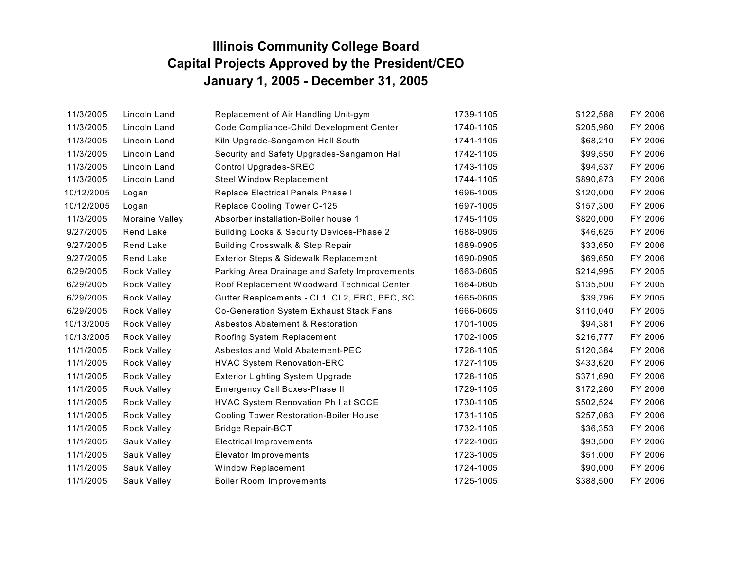# Illinois Community College Board
## Capital Projects Approved by the President/CEO
## January 1, 2005 - December 31, 2005

| | | | | | |
|---|---|---|---|---|---|
| 11/3/2005 | Lincoln Land | Replacement of Air Handling Unit-gym | 1739-1105 | $122,588 | FY 2006 |
| 11/3/2005 | Lincoln Land | Code Compliance-Child Development Center | 1740-1105 | $205,960 | FY 2006 |
| 11/3/2005 | Lincoln Land | Kiln Upgrade-Sangamon Hall South | 1741-1105 | $68,210 | FY 2006 |
| 11/3/2005 | Lincoln Land | Security and Safety Upgrades-Sangamon Hall | 1742-1105 | $99,550 | FY 2006 |
| 11/3/2005 | Lincoln Land | Control Upgrades-SREC | 1743-1105 | $94,537 | FY 2006 |
| 11/3/2005 | Lincoln Land | Steel Window Replacement | 1744-1105 | $890,873 | FY 2006 |
| 10/12/2005 | Logan | Replace Electrical Panels Phase I | 1696-1005 | $120,000 | FY 2006 |
| 10/12/2005 | Logan | Replace Cooling Tower C-125 | 1697-1005 | $157,300 | FY 2006 |
| 11/3/2005 | Moraine Valley | Absorber installation-Boiler house 1 | 1745-1105 | $820,000 | FY 2006 |
| 9/27/2005 | Rend Lake | Building Locks & Security Devices-Phase 2 | 1688-0905 | $46,625 | FY 2006 |
| 9/27/2005 | Rend Lake | Building Crosswalk & Step Repair | 1689-0905 | $33,650 | FY 2006 |
| 9/27/2005 | Rend Lake | Exterior Steps & Sidewalk Replacement | 1690-0905 | $69,650 | FY 2006 |
| 6/29/2005 | Rock Valley | Parking Area Drainage and Safety Improvements | 1663-0605 | $214,995 | FY 2005 |
| 6/29/2005 | Rock Valley | Roof Replacement Woodward Technical Center | 1664-0605 | $135,500 | FY 2005 |
| 6/29/2005 | Rock Valley | Gutter Reaplcements - CL1, CL2, ERC, PEC, SC | 1665-0605 | $39,796 | FY 2005 |
| 6/29/2005 | Rock Valley | Co-Generation System Exhaust Stack Fans | 1666-0605 | $110,040 | FY 2005 |
| 10/13/2005 | Rock Valley | Asbestos Abatement & Restoration | 1701-1005 | $94,381 | FY 2006 |
| 10/13/2005 | Rock Valley | Roofing System Replacement | 1702-1005 | $216,777 | FY 2006 |
| 11/1/2005 | Rock Valley | Asbestos and Mold Abatement-PEC | 1726-1105 | $120,384 | FY 2006 |
| 11/1/2005 | Rock Valley | HVAC System Renovation-ERC | 1727-1105 | $433,620 | FY 2006 |
| 11/1/2005 | Rock Valley | Exterior Lighting System Upgrade | 1728-1105 | $371,690 | FY 2006 |
| 11/1/2005 | Rock Valley | Emergency Call Boxes-Phase II | 1729-1105 | $172,260 | FY 2006 |
| 11/1/2005 | Rock Valley | HVAC System Renovation Ph I at SCCE | 1730-1105 | $502,524 | FY 2006 |
| 11/1/2005 | Rock Valley | Cooling Tower Restoration-Boiler House | 1731-1105 | $257,083 | FY 2006 |
| 11/1/2005 | Rock Valley | Bridge Repair-BCT | 1732-1105 | $36,353 | FY 2006 |
| 11/1/2005 | Sauk Valley | Electrical Improvements | 1722-1005 | $93,500 | FY 2006 |
| 11/1/2005 | Sauk Valley | Elevator Improvements | 1723-1005 | $51,000 | FY 2006 |
| 11/1/2005 | Sauk Valley | Window Replacement | 1724-1005 | $90,000 | FY 2006 |
| 11/1/2005 | Sauk Valley | Boiler Room Improvements | 1725-1005 | $388,500 | FY 2006 |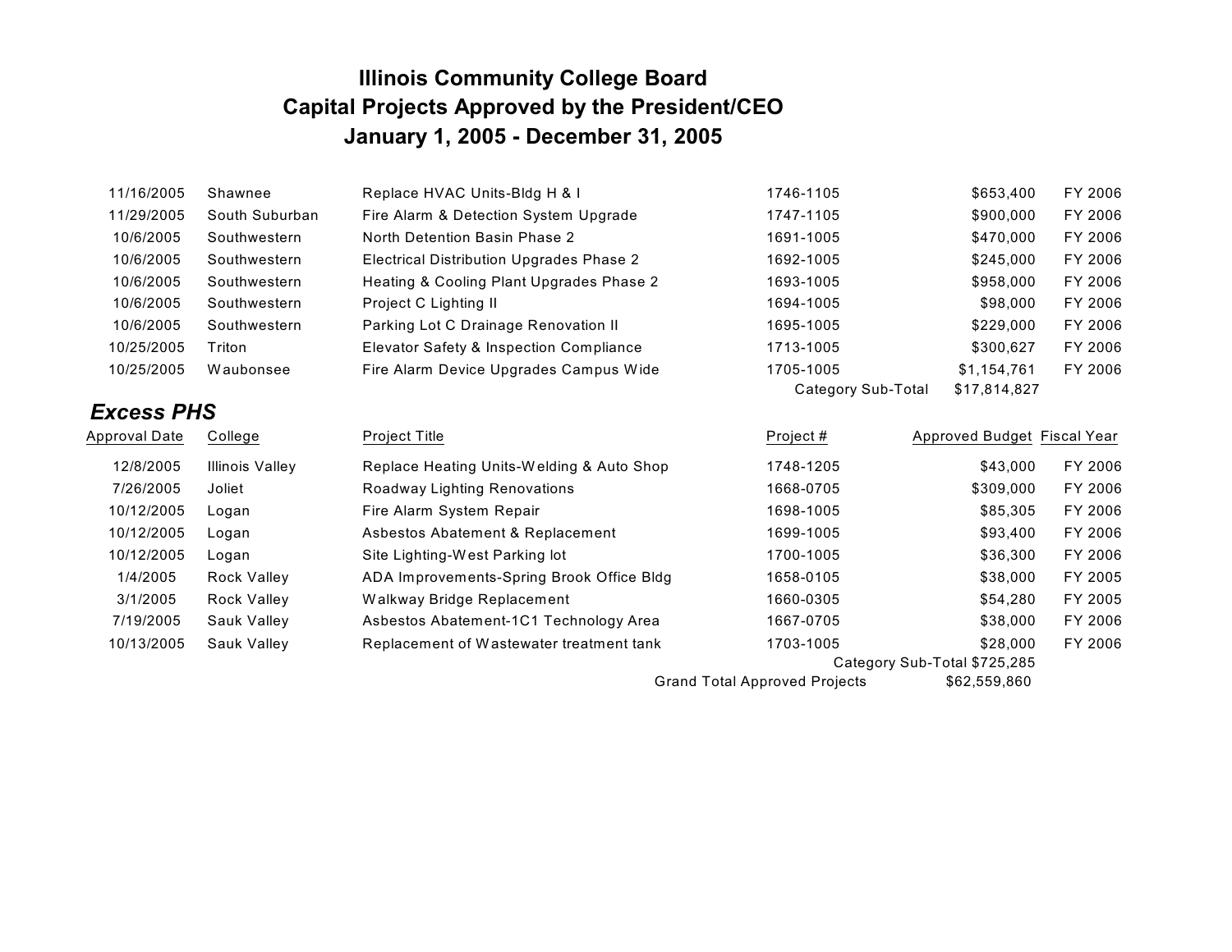# Illinois Community College Board
## Capital Projects Approved by the President/CEO
## January 1, 2005 - December 31, 2005

| | | | | | |
|---|---|---|---|---|---|
| 11/16/2005 | Shawnee | Replace HVAC Units-Bldg H & I | 1746-1105 | $653,400 | FY 2006 |
| 11/29/2005 | South Suburban | Fire Alarm & Detection System Upgrade | 1747-1105 | $900,000 | FY 2006 |
| 10/6/2005 | Southwestern | North Detention Basin Phase 2 | 1691-1005 | $470,000 | FY 2006 |
| 10/6/2005 | Southwestern | Electrical Distribution Upgrades Phase 2 | 1692-1005 | $245,000 | FY 2006 |
| 10/6/2005 | Southwestern | Heating & Cooling Plant Upgrades Phase 2 | 1693-1005 | $958,000 | FY 2006 |
| 10/6/2005 | Southwestern | Project C Lighting II | 1694-1005 | $98,000 | FY 2006 |
| 10/6/2005 | Southwestern | Parking Lot C Drainage Renovation II | 1695-1005 | $229,000 | FY 2006 |
| 10/25/2005 | Triton | Elevator Safety & Inspection Compliance | 1713-1005 | $300,627 | FY 2006 |
| 10/25/2005 | Waubonsee | Fire Alarm Device Upgrades Campus Wide | 1705-1005 | $1,154,761 | FY 2006 |
| | | | Category Sub-Total | $17,814,827 | |

## *Excess PHS*

| Approval Date | College | Project Title | Project # | Approved Budget | Fiscal Year |
|---|---|---|---|---|---|
| 12/8/2005 | Illinois Valley | Replace Heating Units-Welding & Auto Shop | 1748-1205 | $43,000 | FY 2006 |
| 7/26/2005 | Joliet | Roadway Lighting Renovations | 1668-0705 | $309,000 | FY 2006 |
| 10/12/2005 | Logan | Fire Alarm System Repair | 1698-1005 | $85,305 | FY 2006 |
| 10/12/2005 | Logan | Asbestos Abatement & Replacement | 1699-1005 | $93,400 | FY 2006 |
| 10/12/2005 | Logan | Site Lighting-West Parking lot | 1700-1005 | $36,300 | FY 2006 |
| 1/4/2005 | Rock Valley | ADA Improvements-Spring Brook Office Bldg | 1658-0105 | $38,000 | FY 2005 |
| 3/1/2005 | Rock Valley | Walkway Bridge Replacement | 1660-0305 | $54,280 | FY 2005 |
| 7/19/2005 | Sauk Valley | Asbestos Abatement-1C1 Technology Area | 1667-0705 | $38,000 | FY 2006 |
| 10/13/2005 | Sauk Valley | Replacement of Wastewater treatment tank | 1703-1005 | $28,000 | FY 2006 |
| | | | Category Sub-Total | $725,285 | |
| | | Grand Total Approved Projects | | $62,559,860 | |